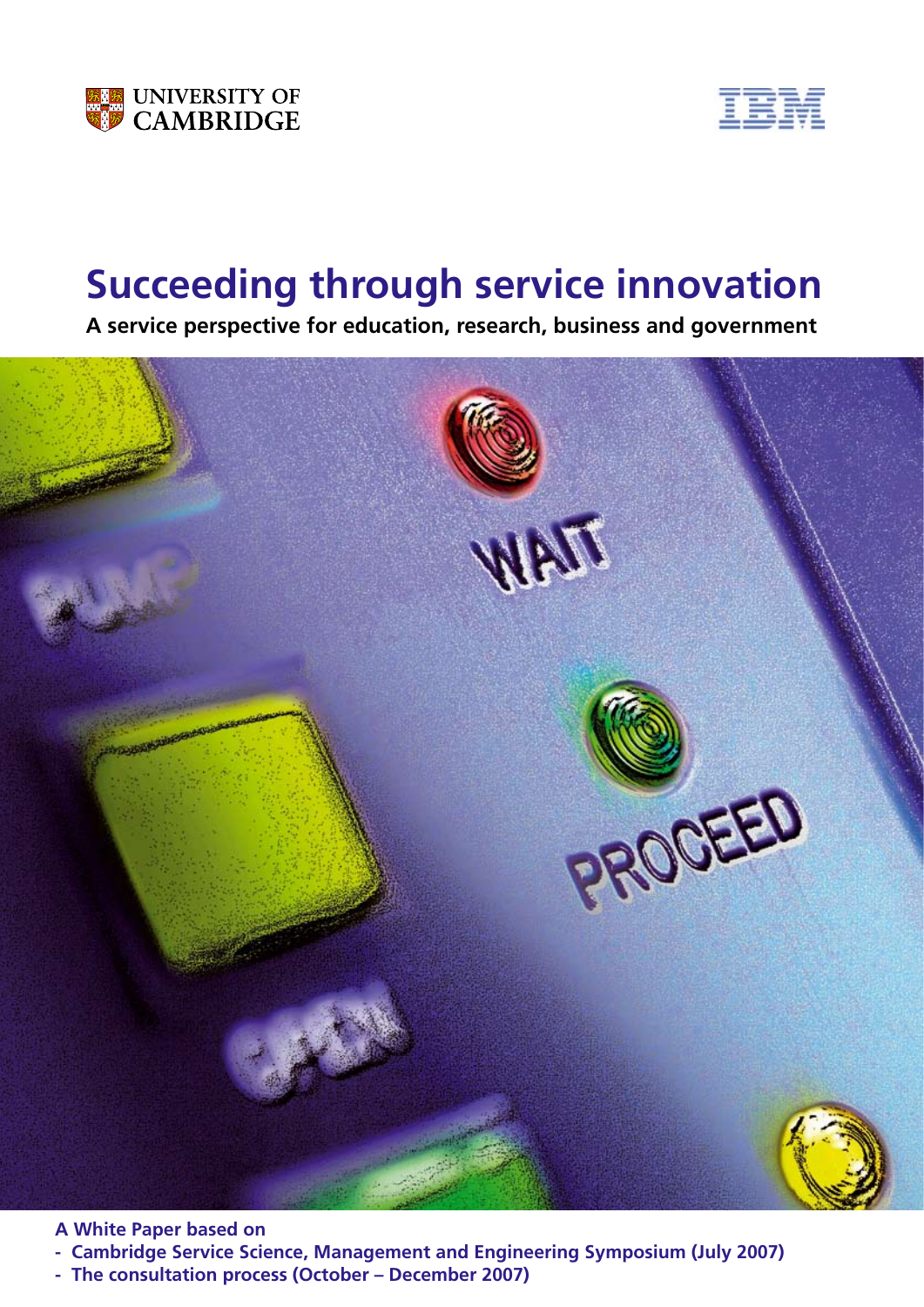UNIVERSITY OF CAMBRIDGE

IBM

# Succeeding through service innovation

**A service perspective for education, research, business and government**

**A White Paper based on**

- **Cambridge Service Science, Management and Engineering Symposium (July 2007)**
- **The consultation process (October – December 2007)**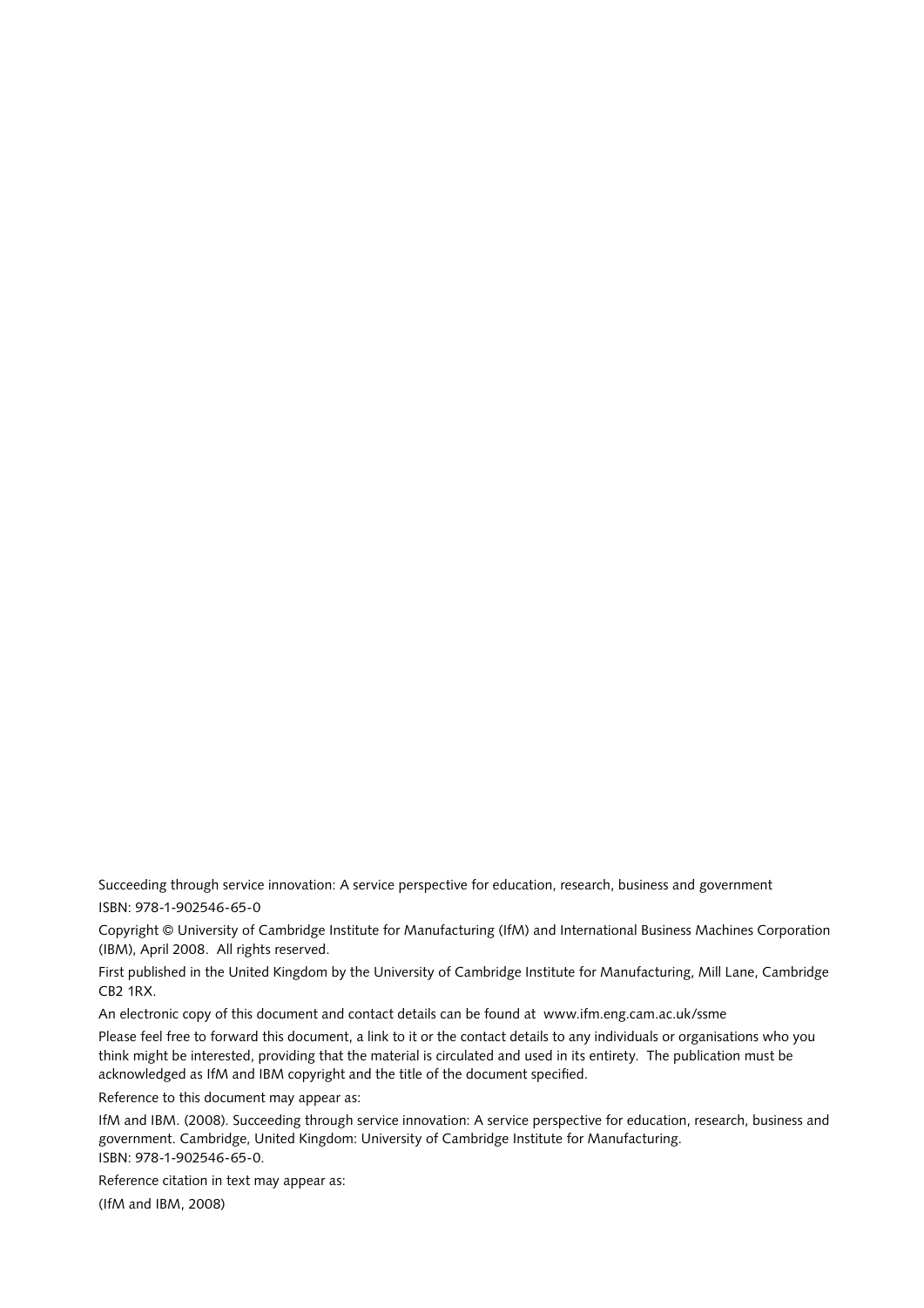Succeeding through service innovation: A service perspective for education, research, business and government

ISBN: 978-1-902546-65-0

Copyright © University of Cambridge Institute for Manufacturing (IfM) and International Business Machines Corporation (IBM), April 2008. All rights reserved.

First published in the United Kingdom by the University of Cambridge Institute for Manufacturing, Mill Lane, Cambridge CB2 1RX.

An electronic copy of this document and contact details can be found at www.ifm.eng.cam.ac.uk/ssme

Please feel free to forward this document, a link to it or the contact details to any individuals or organisations who you think might be interested, providing that the material is circulated and used in its entirety. The publication must be acknowledged as IfM and IBM copyright and the title of the document specified.

Reference to this document may appear as:

IfM and IBM. (2008). Succeeding through service innovation: A service perspective for education, research, business and government. Cambridge, United Kingdom: University of Cambridge Institute for Manufacturing.
ISBN: 978-1-902546-65-0.

Reference citation in text may appear as:

(IfM and IBM, 2008)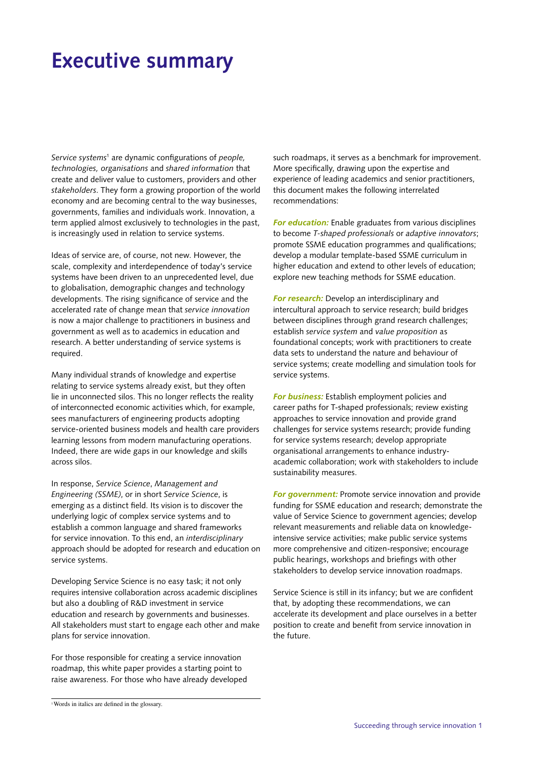# Executive summary

*Service systems*[1] are dynamic configurations of *people, technologies, organisations* and *shared information* that create and deliver value to customers, providers and other *stakeholders*. They form a growing proportion of the world economy and are becoming central to the way businesses, governments, families and individuals work. Innovation, a term applied almost exclusively to technologies in the past, is increasingly used in relation to service systems.

Ideas of service are, of course, not new. However, the scale, complexity and interdependence of today's service systems have been driven to an unprecedented level, due to globalisation, demographic changes and technology developments. The rising significance of service and the accelerated rate of change mean that *service innovation* is now a major challenge to practitioners in business and government as well as to academics in education and research. A better understanding of service systems is required.

Many individual strands of knowledge and expertise relating to service systems already exist, but they often lie in unconnected silos. This no longer reflects the reality of interconnected economic activities which, for example, sees manufacturers of engineering products adopting service-oriented business models and health care providers learning lessons from modern manufacturing operations. Indeed, there are wide gaps in our knowledge and skills across silos.

In response, *Service Science*, *Management and Engineering (SSME)*, or in short *Service Science*, is emerging as a distinct field. Its vision is to discover the underlying logic of complex service systems and to establish a common language and shared frameworks for service innovation. To this end, an *interdisciplinary* approach should be adopted for research and education on service systems.

Developing Service Science is no easy task; it not only requires intensive collaboration across academic disciplines but also a doubling of R&D investment in service education and research by governments and businesses. All stakeholders must start to engage each other and make plans for service innovation.

For those responsible for creating a service innovation roadmap, this white paper provides a starting point to raise awareness. For those who have already developed such roadmaps, it serves as a benchmark for improvement. More specifically, drawing upon the expertise and experience of leading academics and senior practitioners, this document makes the following interrelated recommendations:

***For education:*** Enable graduates from various disciplines to become *T-shaped professionals* or *adaptive innovators*; promote SSME education programmes and qualifications; develop a modular template-based SSME curriculum in higher education and extend to other levels of education; explore new teaching methods for SSME education.

***For research:*** Develop an interdisciplinary and intercultural approach to service research; build bridges between disciplines through grand research challenges; establish *service system* and *value proposition* as foundational concepts; work with practitioners to create data sets to understand the nature and behaviour of service systems; create modelling and simulation tools for service systems.

***For business:*** Establish employment policies and career paths for T-shaped professionals; review existing approaches to service innovation and provide grand challenges for service systems research; provide funding for service systems research; develop appropriate organisational arrangements to enhance industry-academic collaboration; work with stakeholders to include sustainability measures.

***For government:*** Promote service innovation and provide funding for SSME education and research; demonstrate the value of Service Science to government agencies; develop relevant measurements and reliable data on knowledge-intensive service activities; make public service systems more comprehensive and citizen-responsive; encourage public hearings, workshops and briefings with other stakeholders to develop service innovation roadmaps.

Service Science is still in its infancy; but we are confident that, by adopting these recommendations, we can accelerate its development and place ourselves in a better position to create and benefit from service innovation in the future.

---

[1] Words in italics are defined in the glossary.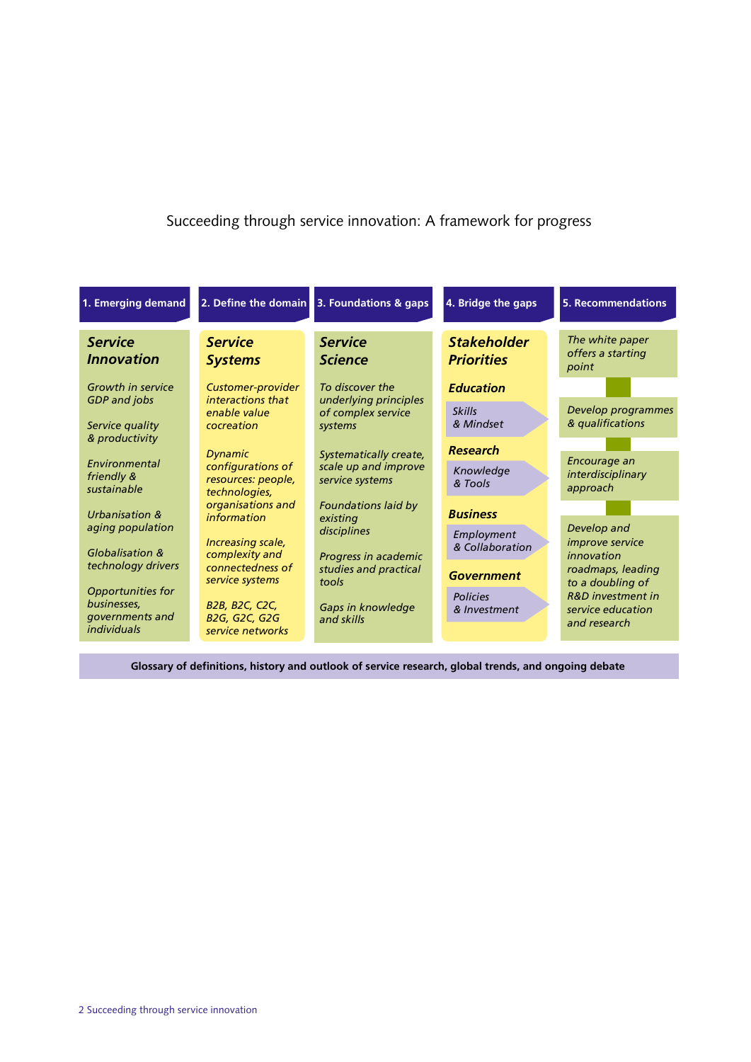# Succeeding through service innovation: A framework for progress

## 1. Emerging demand

### *Service Innovation*

*Growth in service GDP and jobs*

*Service quality & productivity*

*Environmental friendly & sustainable*

*Urbanisation & aging population*

*Globalisation & technology drivers*

*Opportunities for businesses, governments and individuals*

## 2. Define the domain

### *Service Systems*

*Customer-provider interactions that enable value cocreation*

*Dynamic configurations of resources: people, technologies, organisations and information*

*Increasing scale, complexity and connectedness of service systems*

*B2B, B2C, C2C, B2G, G2C, G2G service networks*

## 3. Foundations & gaps

### *Service Science*

*To discover the underlying principles of complex service systems*

*Systematically create, scale up and improve service systems*

*Foundations laid by existing disciplines*

*Progress in academic studies and practical tools*

*Gaps in knowledge and skills*

## 4. Bridge the gaps

### *Stakeholder Priorities*

***Education***

*Skills & Mindset*

***Research***

*Knowledge & Tools*

***Business***

*Employment & Collaboration*

***Government***

*Policies & Investment*

## 5. Recommendations

*The white paper offers a starting point*

*Develop programmes & qualifications*

*Encourage an interdisciplinary approach*

*Develop and improve service innovation roadmaps, leading to a doubling of R&D investment in service education and research*

**Glossary of definitions, history and outlook of service research, global trends, and ongoing debate**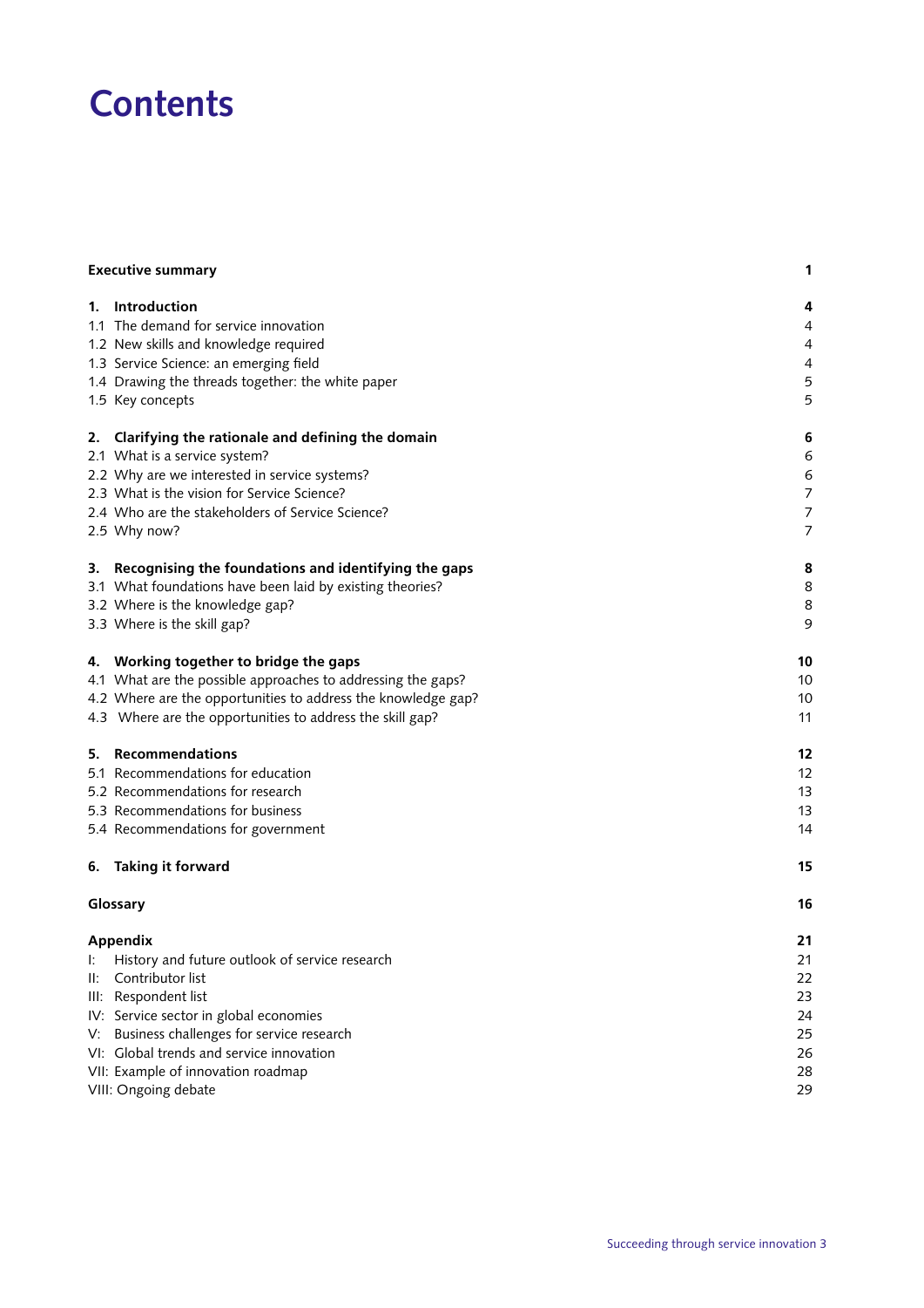# Contents

| | |
|---|---|
| **Executive summary** | **1** |
| **1. Introduction** | **4** |
| 1.1 The demand for service innovation | 4 |
| 1.2 New skills and knowledge required | 4 |
| 1.3 Service Science: an emerging field | 4 |
| 1.4 Drawing the threads together: the white paper | 5 |
| 1.5 Key concepts | 5 |
| **2. Clarifying the rationale and defining the domain** | **6** |
| 2.1 What is a service system? | 6 |
| 2.2 Why are we interested in service systems? | 6 |
| 2.3 What is the vision for Service Science? | 7 |
| 2.4 Who are the stakeholders of Service Science? | 7 |
| 2.5 Why now? | 7 |
| **3. Recognising the foundations and identifying the gaps** | **8** |
| 3.1 What foundations have been laid by existing theories? | 8 |
| 3.2 Where is the knowledge gap? | 8 |
| 3.3 Where is the skill gap? | 9 |
| **4. Working together to bridge the gaps** | **10** |
| 4.1 What are the possible approaches to addressing the gaps? | 10 |
| 4.2 Where are the opportunities to address the knowledge gap? | 10 |
| 4.3 Where are the opportunities to address the skill gap? | 11 |
| **5. Recommendations** | **12** |
| 5.1 Recommendations for education | 12 |
| 5.2 Recommendations for research | 13 |
| 5.3 Recommendations for business | 13 |
| 5.4 Recommendations for government | 14 |
| **6. Taking it forward** | **15** |
| **Glossary** | **16** |
| **Appendix** | **21** |
| I: History and future outlook of service research | 21 |
| II: Contributor list | 22 |
| III: Respondent list | 23 |
| IV: Service sector in global economies | 24 |
| V: Business challenges for service research | 25 |
| VI: Global trends and service innovation | 26 |
| VII: Example of innovation roadmap | 28 |
| VIII: Ongoing debate | 29 |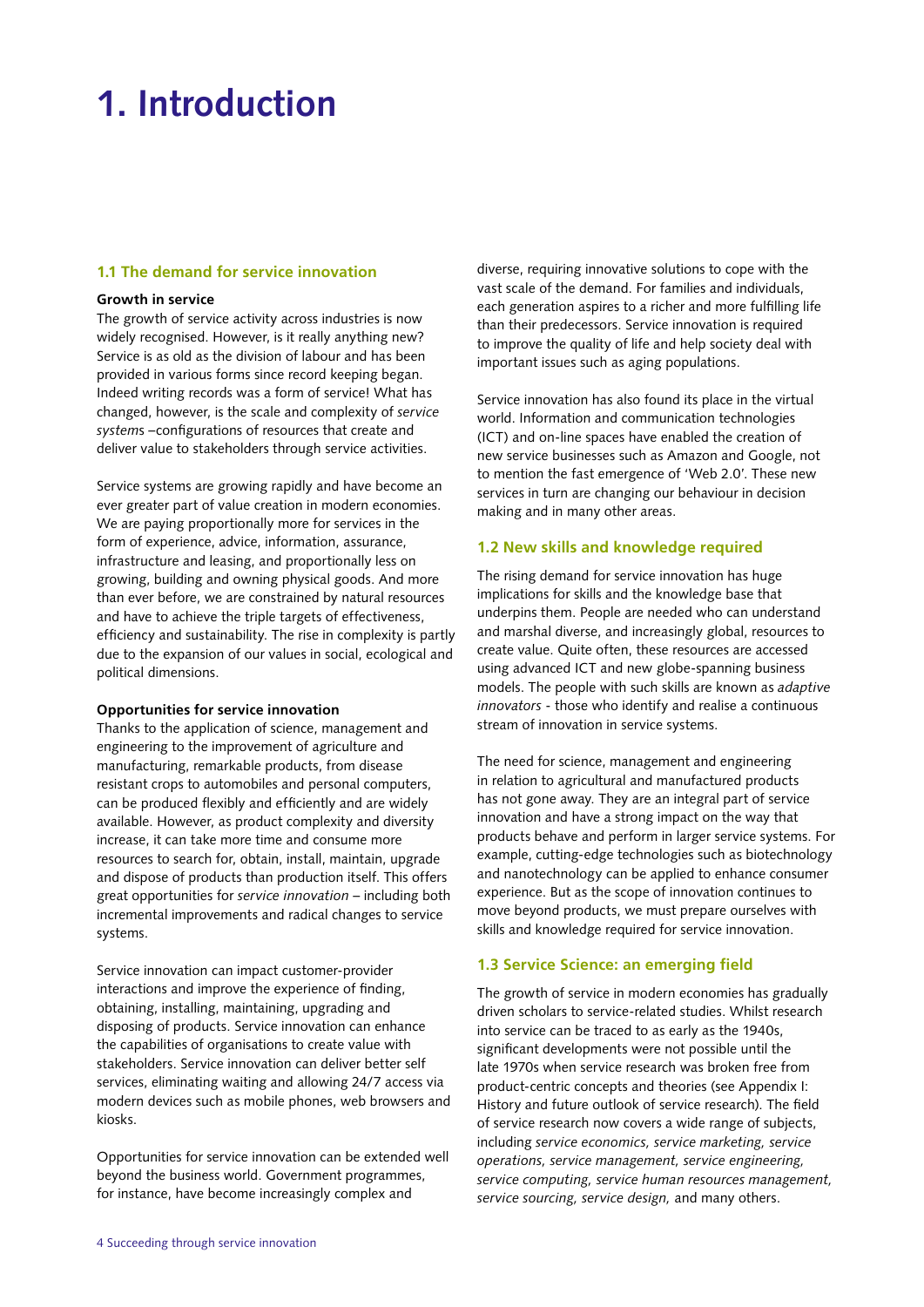# 1. Introduction

## 1.1 The demand for service innovation

**Growth in service**

The growth of service activity across industries is now widely recognised. However, is it really anything new? Service is as old as the division of labour and has been provided in various forms since record keeping began. Indeed writing records was a form of service! What has changed, however, is the scale and complexity of *service systems* –configurations of resources that create and deliver value to stakeholders through service activities.

Service systems are growing rapidly and have become an ever greater part of value creation in modern economies. We are paying proportionally more for services in the form of experience, advice, information, assurance, infrastructure and leasing, and proportionally less on growing, building and owning physical goods. And more than ever before, we are constrained by natural resources and have to achieve the triple targets of effectiveness, efficiency and sustainability. The rise in complexity is partly due to the expansion of our values in social, ecological and political dimensions.

**Opportunities for service innovation**

Thanks to the application of science, management and engineering to the improvement of agriculture and manufacturing, remarkable products, from disease resistant crops to automobiles and personal computers, can be produced flexibly and efficiently and are widely available. However, as product complexity and diversity increase, it can take more time and consume more resources to search for, obtain, install, maintain, upgrade and dispose of products than production itself. This offers great opportunities for *service innovation* – including both incremental improvements and radical changes to service systems.

Service innovation can impact customer-provider interactions and improve the experience of finding, obtaining, installing, maintaining, upgrading and disposing of products. Service innovation can enhance the capabilities of organisations to create value with stakeholders. Service innovation can deliver better self services, eliminating waiting and allowing 24/7 access via modern devices such as mobile phones, web browsers and kiosks.

Opportunities for service innovation can be extended well beyond the business world. Government programmes, for instance, have become increasingly complex and diverse, requiring innovative solutions to cope with the vast scale of the demand. For families and individuals, each generation aspires to a richer and more fulfilling life than their predecessors. Service innovation is required to improve the quality of life and help society deal with important issues such as aging populations.

Service innovation has also found its place in the virtual world. Information and communication technologies (ICT) and on-line spaces have enabled the creation of new service businesses such as Amazon and Google, not to mention the fast emergence of 'Web 2.0'. These new services in turn are changing our behaviour in decision making and in many other areas.

## 1.2 New skills and knowledge required

The rising demand for service innovation has huge implications for skills and the knowledge base that underpins them. People are needed who can understand and marshal diverse, and increasingly global, resources to create value. Quite often, these resources are accessed using advanced ICT and new globe-spanning business models. The people with such skills are known as *adaptive innovators* - those who identify and realise a continuous stream of innovation in service systems.

The need for science, management and engineering in relation to agricultural and manufactured products has not gone away. They are an integral part of service innovation and have a strong impact on the way that products behave and perform in larger service systems. For example, cutting-edge technologies such as biotechnology and nanotechnology can be applied to enhance consumer experience. But as the scope of innovation continues to move beyond products, we must prepare ourselves with skills and knowledge required for service innovation.

## 1.3 Service Science: an emerging field

The growth of service in modern economies has gradually driven scholars to service-related studies. Whilst research into service can be traced to as early as the 1940s, significant developments were not possible until the late 1970s when service research was broken free from product-centric concepts and theories (see Appendix I: History and future outlook of service research). The field of service research now covers a wide range of subjects, including *service economics, service marketing, service operations, service management, service engineering, service computing, service human resources management, service sourcing, service design,* and many others.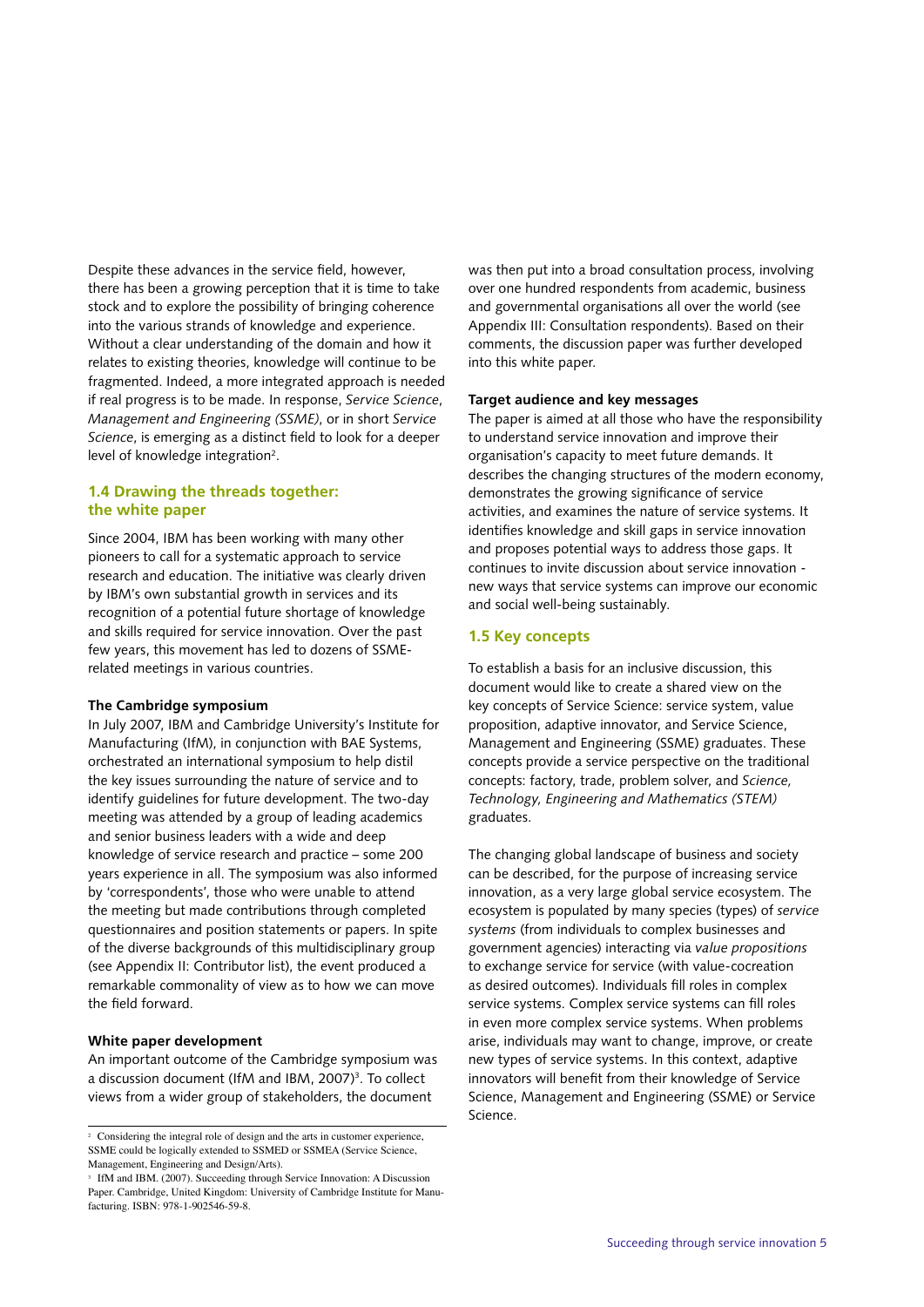Despite these advances in the service field, however, there has been a growing perception that it is time to take stock and to explore the possibility of bringing coherence into the various strands of knowledge and experience. Without a clear understanding of the domain and how it relates to existing theories, knowledge will continue to be fragmented. Indeed, a more integrated approach is needed if real progress is to be made. In response, *Service Science, Management and Engineering (SSME)*, or in short *Service Science*, is emerging as a distinct field to look for a deeper level of knowledge integration[2].

## 1.4 Drawing the threads together: the white paper

Since 2004, IBM has been working with many other pioneers to call for a systematic approach to service research and education. The initiative was clearly driven by IBM's own substantial growth in services and its recognition of a potential future shortage of knowledge and skills required for service innovation. Over the past few years, this movement has led to dozens of SSME-related meetings in various countries.

**The Cambridge symposium**

In July 2007, IBM and Cambridge University's Institute for Manufacturing (IfM), in conjunction with BAE Systems, orchestrated an international symposium to help distil the key issues surrounding the nature of service and to identify guidelines for future development. The two-day meeting was attended by a group of leading academics and senior business leaders with a wide and deep knowledge of service research and practice – some 200 years experience in all. The symposium was also informed by 'correspondents', those who were unable to attend the meeting but made contributions through completed questionnaires and position statements or papers. In spite of the diverse backgrounds of this multidisciplinary group (see Appendix II: Contributor list), the event produced a remarkable commonality of view as to how we can move the field forward.

**White paper development**

An important outcome of the Cambridge symposium was a discussion document (IfM and IBM, 2007)[3]. To collect views from a wider group of stakeholders, the document was then put into a broad consultation process, involving over one hundred respondents from academic, business and governmental organisations all over the world (see Appendix III: Consultation respondents). Based on their comments, the discussion paper was further developed into this white paper.

**Target audience and key messages**

The paper is aimed at all those who have the responsibility to understand service innovation and improve their organisation's capacity to meet future demands. It describes the changing structures of the modern economy, demonstrates the growing significance of service activities, and examines the nature of service systems. It identifies knowledge and skill gaps in service innovation and proposes potential ways to address those gaps. It continues to invite discussion about service innovation - new ways that service systems can improve our economic and social well-being sustainably.

## 1.5 Key concepts

To establish a basis for an inclusive discussion, this document would like to create a shared view on the key concepts of Service Science: service system, value proposition, adaptive innovator, and Service Science, Management and Engineering (SSME) graduates. These concepts provide a service perspective on the traditional concepts: factory, trade, problem solver, and *Science, Technology, Engineering and Mathematics (STEM)* graduates.

The changing global landscape of business and society can be described, for the purpose of increasing service innovation, as a very large global service ecosystem. The ecosystem is populated by many species (types) of *service systems* (from individuals to complex businesses and government agencies) interacting via *value propositions* to exchange service for service (with value-cocreation as desired outcomes). Individuals fill roles in complex service systems. Complex service systems can fill roles in even more complex service systems. When problems arise, individuals may want to change, improve, or create new types of service systems. In this context, adaptive innovators will benefit from their knowledge of Service Science, Management and Engineering (SSME) or Service Science.

---

[2] Considering the integral role of design and the arts in customer experience, SSME could be logically extended to SSMED or SSMEA (Service Science, Management, Engineering and Design/Arts).

[3] IfM and IBM. (2007). Succeeding through Service Innovation: A Discussion Paper. Cambridge, United Kingdom: University of Cambridge Institute for Manufacturing. ISBN: 978-1-902546-59-8.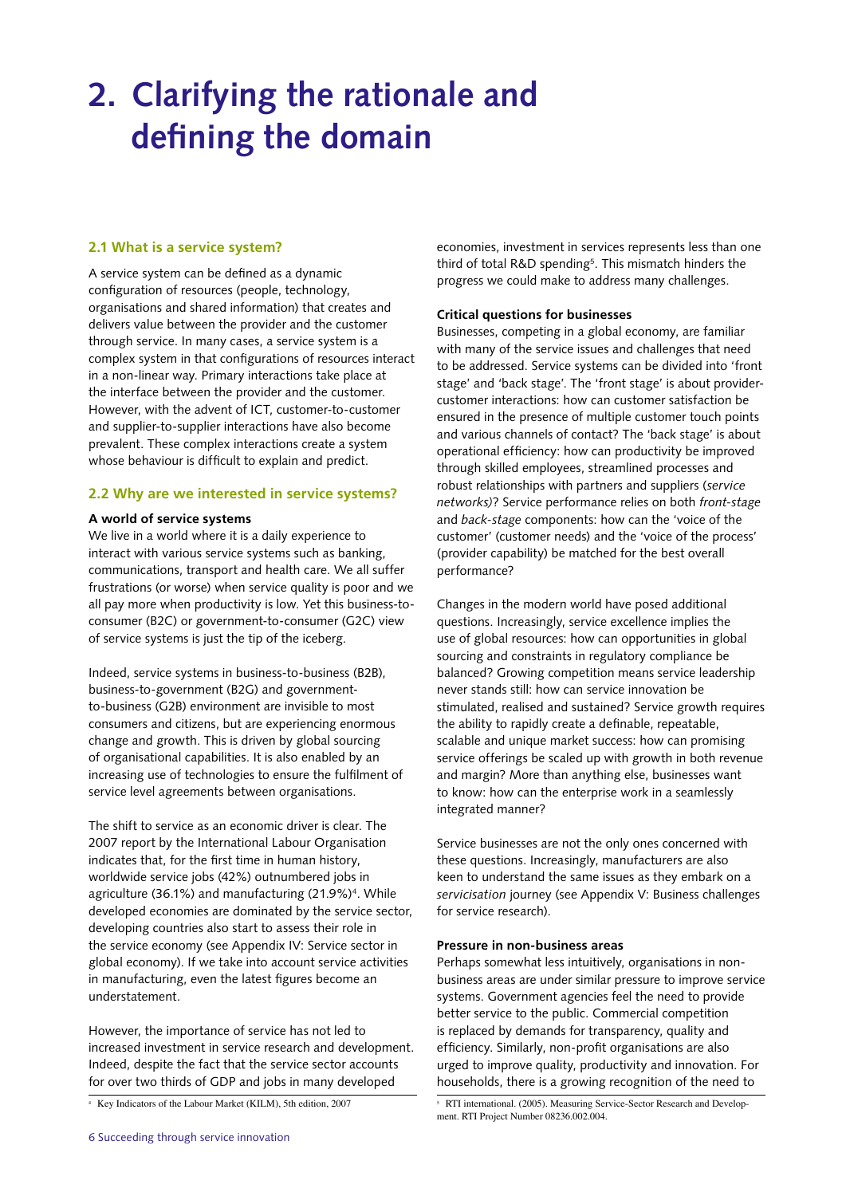# 2. Clarifying the rationale and defining the domain

## 2.1 What is a service system?

A service system can be defined as a dynamic configuration of resources (people, technology, organisations and shared information) that creates and delivers value between the provider and the customer through service. In many cases, a service system is a complex system in that configurations of resources interact in a non-linear way. Primary interactions take place at the interface between the provider and the customer. However, with the advent of ICT, customer-to-customer and supplier-to-supplier interactions have also become prevalent. These complex interactions create a system whose behaviour is difficult to explain and predict.

## 2.2 Why are we interested in service systems?

**A world of service systems**

We live in a world where it is a daily experience to interact with various service systems such as banking, communications, transport and health care. We all suffer frustrations (or worse) when service quality is poor and we all pay more when productivity is low. Yet this business-to-consumer (B2C) or government-to-consumer (G2C) view of service systems is just the tip of the iceberg.

Indeed, service systems in business-to-business (B2B), business-to-government (B2G) and government-to-business (G2B) environment are invisible to most consumers and citizens, but are experiencing enormous change and growth. This is driven by global sourcing of organisational capabilities. It is also enabled by an increasing use of technologies to ensure the fulfilment of service level agreements between organisations.

The shift to service as an economic driver is clear. The 2007 report by the International Labour Organisation indicates that, for the first time in human history, worldwide service jobs (42%) outnumbered jobs in agriculture (36.1%) and manufacturing (21.9%)[4]. While developed economies are dominated by the service sector, developing countries also start to assess their role in the service economy (see Appendix IV: Service sector in global economy). If we take into account service activities in manufacturing, even the latest figures become an understatement.

However, the importance of service has not led to increased investment in service research and development. Indeed, despite the fact that the service sector accounts for over two thirds of GDP and jobs in many developed economies, investment in services represents less than one third of total R&D spending[5]. This mismatch hinders the progress we could make to address many challenges.

**Critical questions for businesses**

Businesses, competing in a global economy, are familiar with many of the service issues and challenges that need to be addressed. Service systems can be divided into 'front stage' and 'back stage'. The 'front stage' is about provider-customer interactions: how can customer satisfaction be ensured in the presence of multiple customer touch points and various channels of contact? The 'back stage' is about operational efficiency: how can productivity be improved through skilled employees, streamlined processes and robust relationships with partners and suppliers (*service networks*)? Service performance relies on both *front-stage* and *back-stage* components: how can the 'voice of the customer' (customer needs) and the 'voice of the process' (provider capability) be matched for the best overall performance?

Changes in the modern world have posed additional questions. Increasingly, service excellence implies the use of global resources: how can opportunities in global sourcing and constraints in regulatory compliance be balanced? Growing competition means service leadership never stands still: how can service innovation be stimulated, realised and sustained? Service growth requires the ability to rapidly create a definable, repeatable, scalable and unique market success: how can promising service offerings be scaled up with growth in both revenue and margin? More than anything else, businesses want to know: how can the enterprise work in a seamlessly integrated manner?

Service businesses are not the only ones concerned with these questions. Increasingly, manufacturers are also keen to understand the same issues as they embark on a *servicisation* journey (see Appendix V: Business challenges for service research).

**Pressure in non-business areas**

Perhaps somewhat less intuitively, organisations in non-business areas are under similar pressure to improve service systems. Government agencies feel the need to provide better service to the public. Commercial competition is replaced by demands for transparency, quality and efficiency. Similarly, non-profit organisations are also urged to improve quality, productivity and innovation. For households, there is a growing recognition of the need to

[4] Key Indicators of the Labour Market (KILM), 5th edition, 2007

[5] RTI international. (2005). Measuring Service-Sector Research and Development. RTI Project Number 08236.002.004.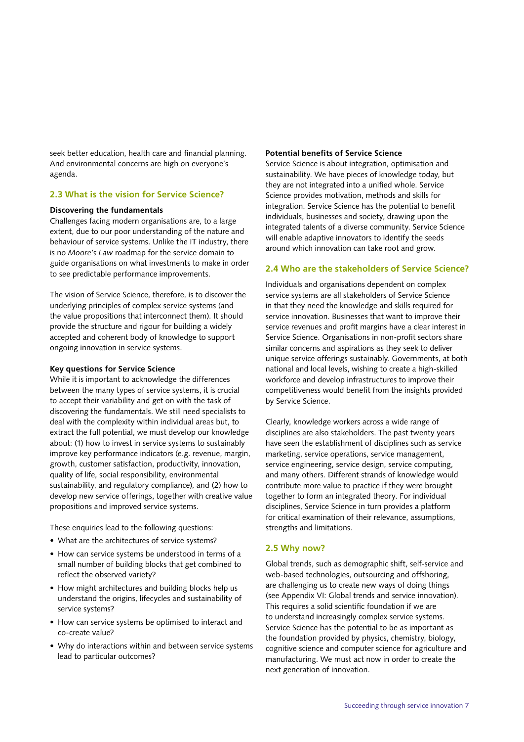seek better education, health care and financial planning. And environmental concerns are high on everyone's agenda.

## 2.3 What is the vision for Service Science?

**Discovering the fundamentals**

Challenges facing modern organisations are, to a large extent, due to our poor understanding of the nature and behaviour of service systems. Unlike the IT industry, there is no *Moore's Law* roadmap for the service domain to guide organisations on what investments to make in order to see predictable performance improvements.

The vision of Service Science, therefore, is to discover the underlying principles of complex service systems (and the value propositions that interconnect them). It should provide the structure and rigour for building a widely accepted and coherent body of knowledge to support ongoing innovation in service systems.

**Key questions for Service Science**

While it is important to acknowledge the differences between the many types of service systems, it is crucial to accept their variability and get on with the task of discovering the fundamentals. We still need specialists to deal with the complexity within individual areas but, to extract the full potential, we must develop our knowledge about: (1) how to invest in service systems to sustainably improve key performance indicators (e.g. revenue, margin, growth, customer satisfaction, productivity, innovation, quality of life, social responsibility, environmental sustainability, and regulatory compliance), and (2) how to develop new service offerings, together with creative value propositions and improved service systems.

These enquiries lead to the following questions:

- What are the architectures of service systems?
- How can service systems be understood in terms of a small number of building blocks that get combined to reflect the observed variety?
- How might architectures and building blocks help us understand the origins, lifecycles and sustainability of service systems?
- How can service systems be optimised to interact and co-create value?
- Why do interactions within and between service systems lead to particular outcomes?

**Potential benefits of Service Science**

Service Science is about integration, optimisation and sustainability. We have pieces of knowledge today, but they are not integrated into a unified whole. Service Science provides motivation, methods and skills for integration. Service Science has the potential to benefit individuals, businesses and society, drawing upon the integrated talents of a diverse community. Service Science will enable adaptive innovators to identify the seeds around which innovation can take root and grow.

## 2.4 Who are the stakeholders of Service Science?

Individuals and organisations dependent on complex service systems are all stakeholders of Service Science in that they need the knowledge and skills required for service innovation. Businesses that want to improve their service revenues and profit margins have a clear interest in Service Science. Organisations in non-profit sectors share similar concerns and aspirations as they seek to deliver unique service offerings sustainably. Governments, at both national and local levels, wishing to create a high-skilled workforce and develop infrastructures to improve their competitiveness would benefit from the insights provided by Service Science.

Clearly, knowledge workers across a wide range of disciplines are also stakeholders. The past twenty years have seen the establishment of disciplines such as service marketing, service operations, service management, service engineering, service design, service computing, and many others. Different strands of knowledge would contribute more value to practice if they were brought together to form an integrated theory. For individual disciplines, Service Science in turn provides a platform for critical examination of their relevance, assumptions, strengths and limitations.

## 2.5 Why now?

Global trends, such as demographic shift, self-service and web-based technologies, outsourcing and offshoring, are challenging us to create new ways of doing things (see Appendix VI: Global trends and service innovation). This requires a solid scientific foundation if we are to understand increasingly complex service systems. Service Science has the potential to be as important as the foundation provided by physics, chemistry, biology, cognitive science and computer science for agriculture and manufacturing. We must act now in order to create the next generation of innovation.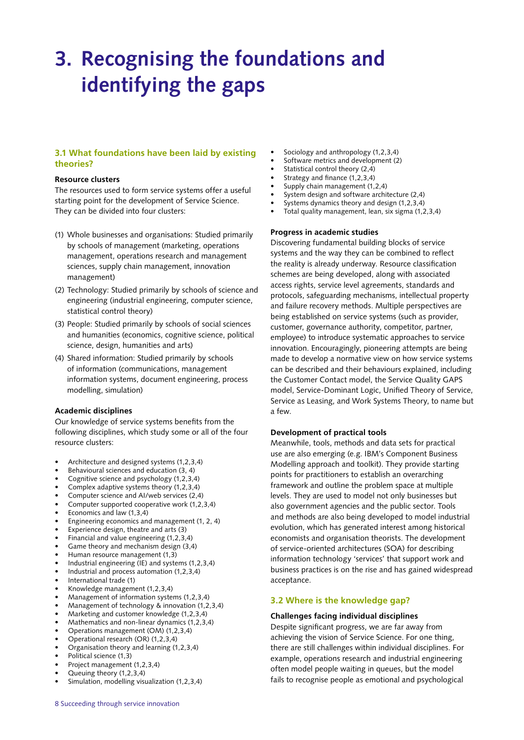# 3. Recognising the foundations and identifying the gaps

## 3.1 What foundations have been laid by existing theories?

**Resource clusters**

The resources used to form service systems offer a useful starting point for the development of Service Science. They can be divided into four clusters:

(1) Whole businesses and organisations: Studied primarily by schools of management (marketing, operations management, operations research and management sciences, supply chain management, innovation management)

(2) Technology: Studied primarily by schools of science and engineering (industrial engineering, computer science, statistical control theory)

(3) People: Studied primarily by schools of social sciences and humanities (economics, cognitive science, political science, design, humanities and arts)

(4) Shared information: Studied primarily by schools of information (communications, management information systems, document engineering, process modelling, simulation)

**Academic disciplines**

Our knowledge of service systems benefits from the following disciplines, which study some or all of the four resource clusters:

- Architecture and designed systems (1,2,3,4)
- Behavioural sciences and education (3, 4)
- Cognitive science and psychology (1,2,3,4)
- Complex adaptive systems theory (1,2,3,4)
- Computer science and AI/web services (2,4)
- Computer supported cooperative work (1,2,3,4)
- Economics and law (1,3,4)
- Engineering economics and management (1, 2, 4)
- Experience design, theatre and arts (3)
- Financial and value engineering (1,2,3,4)
- Game theory and mechanism design (3,4)
- Human resource management (1,3)
- Industrial engineering (IE) and systems (1,2,3,4)
- Industrial and process automation (1,2,3,4)
- International trade (1)
- Knowledge management (1,2,3,4)
- Management of information systems (1,2,3,4)
- Management of technology & innovation (1,2,3,4)
- Marketing and customer knowledge (1,2,3,4)
- Mathematics and non-linear dynamics (1,2,3,4)
- Operations management (OM) (1,2,3,4)
- Operational research (OR) (1,2,3,4)
- Organisation theory and learning (1,2,3,4)
- Political science (1,3)
- Project management (1,2,3,4)
- Queuing theory (1,2,3,4)
- Simulation, modelling visualization (1,2,3,4)
- Sociology and anthropology (1,2,3,4)
- Software metrics and development (2)
- Statistical control theory (2,4)
- Strategy and finance (1,2,3,4)
- Supply chain management (1,2,4)
- System design and software architecture (2,4)
- Systems dynamics theory and design (1,2,3,4)
- Total quality management, lean, six sigma (1,2,3,4)

**Progress in academic studies**

Discovering fundamental building blocks of service systems and the way they can be combined to reflect the reality is already underway. Resource classification schemes are being developed, along with associated access rights, service level agreements, standards and protocols, safeguarding mechanisms, intellectual property and failure recovery methods. Multiple perspectives are being established on service systems (such as provider, customer, governance authority, competitor, partner, employee) to introduce systematic approaches to service innovation. Encouragingly, pioneering attempts are being made to develop a normative view on how service systems can be described and their behaviours explained, including the Customer Contact model, the Service Quality GAPS model, Service-Dominant Logic, Unified Theory of Service, Service as Leasing, and Work Systems Theory, to name but a few.

**Development of practical tools**

Meanwhile, tools, methods and data sets for practical use are also emerging (e.g. IBM's Component Business Modelling approach and toolkit). They provide starting points for practitioners to establish an overarching framework and outline the problem space at multiple levels. They are used to model not only businesses but also government agencies and the public sector. Tools and methods are also being developed to model industrial evolution, which has generated interest among historical economists and organisation theorists. The development of service-oriented architectures (SOA) for describing information technology 'services' that support work and business practices is on the rise and has gained widespread acceptance.

## 3.2 Where is the knowledge gap?

**Challenges facing individual disciplines**

Despite significant progress, we are far away from achieving the vision of Service Science. For one thing, there are still challenges within individual disciplines. For example, operations research and industrial engineering often model people waiting in queues, but the model fails to recognise people as emotional and psychological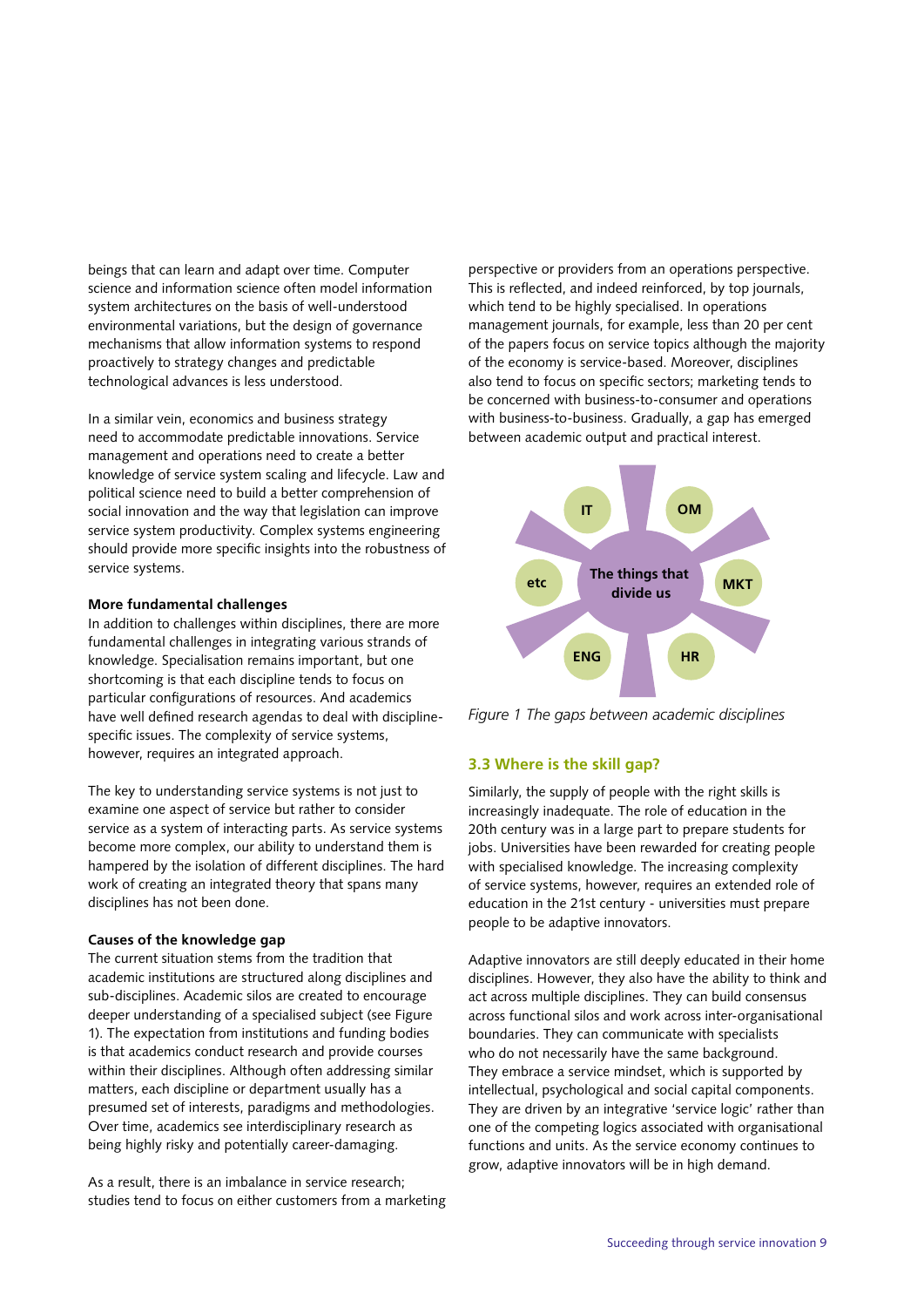beings that can learn and adapt over time. Computer science and information science often model information system architectures on the basis of well-understood environmental variations, but the design of governance mechanisms that allow information systems to respond proactively to strategy changes and predictable technological advances is less understood.

In a similar vein, economics and business strategy need to accommodate predictable innovations. Service management and operations need to create a better knowledge of service system scaling and lifecycle. Law and political science need to build a better comprehension of social innovation and the way that legislation can improve service system productivity. Complex systems engineering should provide more specific insights into the robustness of service systems.

**More fundamental challenges**

In addition to challenges within disciplines, there are more fundamental challenges in integrating various strands of knowledge. Specialisation remains important, but one shortcoming is that each discipline tends to focus on particular configurations of resources. And academics have well defined research agendas to deal with discipline-specific issues. The complexity of service systems, however, requires an integrated approach.

The key to understanding service systems is not just to examine one aspect of service but rather to consider service as a system of interacting parts. As service systems become more complex, our ability to understand them is hampered by the isolation of different disciplines. The hard work of creating an integrated theory that spans many disciplines has not been done.

**Causes of the knowledge gap**

The current situation stems from the tradition that academic institutions are structured along disciplines and sub-disciplines. Academic silos are created to encourage deeper understanding of a specialised subject (see Figure 1). The expectation from institutions and funding bodies is that academics conduct research and provide courses within their disciplines. Although often addressing similar matters, each discipline or department usually has a presumed set of interests, paradigms and methodologies. Over time, academics see interdisciplinary research as being highly risky and potentially career-damaging.

As a result, there is an imbalance in service research; studies tend to focus on either customers from a marketing perspective or providers from an operations perspective. This is reflected, and indeed reinforced, by top journals, which tend to be highly specialised. In operations management journals, for example, less than 20 per cent of the papers focus on service topics although the majority of the economy is service-based. Moreover, disciplines also tend to focus on specific sectors; marketing tends to be concerned with business-to-consumer and operations with business-to-business. Gradually, a gap has emerged between academic output and practical interest.

*Figure 1 The gaps between academic disciplines*

### 3.3 Where is the skill gap?

Similarly, the supply of people with the right skills is increasingly inadequate. The role of education in the 20th century was in a large part to prepare students for jobs. Universities have been rewarded for creating people with specialised knowledge. The increasing complexity of service systems, however, requires an extended role of education in the 21st century - universities must prepare people to be adaptive innovators.

Adaptive innovators are still deeply educated in their home disciplines. However, they also have the ability to think and act across multiple disciplines. They can build consensus across functional silos and work across inter-organisational boundaries. They can communicate with specialists who do not necessarily have the same background. They embrace a service mindset, which is supported by intellectual, psychological and social capital components. They are driven by an integrative 'service logic' rather than one of the competing logics associated with organisational functions and units. As the service economy continues to grow, adaptive innovators will be in high demand.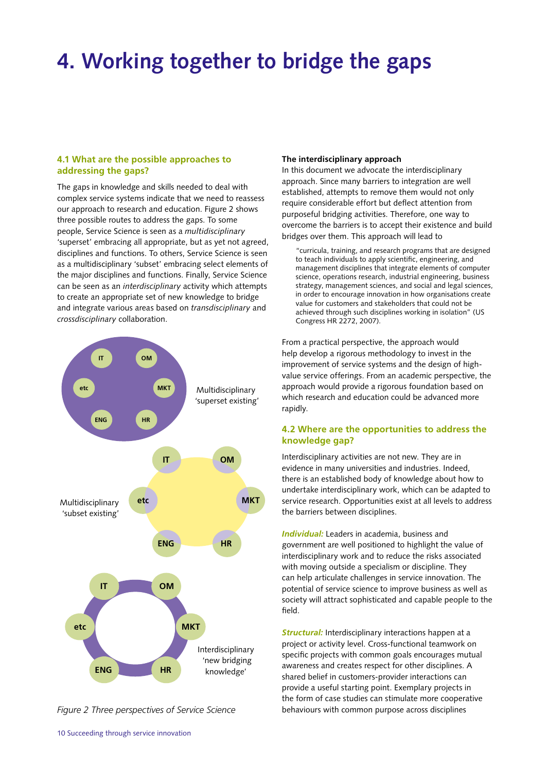# 4. Working together to bridge the gaps

## 4.1 What are the possible approaches to addressing the gaps?

The gaps in knowledge and skills needed to deal with complex service systems indicate that we need to reassess our approach to research and education. Figure 2 shows three possible routes to address the gaps. To some people, Service Science is seen as a *multidisciplinary* 'superset' embracing all appropriate, but as yet not agreed, disciplines and functions. To others, Service Science is seen as a multidisciplinary 'subset' embracing select elements of the major disciplines and functions. Finally, Service Science can be seen as an *interdisciplinary* activity which attempts to create an appropriate set of new knowledge to bridge and integrate various areas based on *transdisciplinary* and *crossdisciplinary* collaboration.

IT, OM, etc, MKT, ENG, HR — Multidisciplinary 'superset existing'

IT, OM, etc, MKT, ENG, HR — Multidisciplinary 'subset existing'

IT, OM, etc, MKT, ENG, HR — Interdisciplinary 'new bridging knowledge'

*Figure 2 Three perspectives of Service Science*

**The interdisciplinary approach**

In this document we advocate the interdisciplinary approach. Since many barriers to integration are well established, attempts to remove them would not only require considerable effort but deflect attention from purposeful bridging activities. Therefore, one way to overcome the barriers is to accept their existence and build bridges over them. This approach will lead to

> "curricula, training, and research programs that are designed to teach individuals to apply scientific, engineering, and management disciplines that integrate elements of computer science, operations research, industrial engineering, business strategy, management sciences, and social and legal sciences, in order to encourage innovation in how organisations create value for customers and stakeholders that could not be achieved through such disciplines working in isolation" (US Congress HR 2272, 2007).

From a practical perspective, the approach would help develop a rigorous methodology to invest in the improvement of service systems and the design of high-value service offerings. From an academic perspective, the approach would provide a rigorous foundation based on which research and education could be advanced more rapidly.

## 4.2 Where are the opportunities to address the knowledge gap?

Interdisciplinary activities are not new. They are in evidence in many universities and industries. Indeed, there is an established body of knowledge about how to undertake interdisciplinary work, which can be adapted to service research. Opportunities exist at all levels to address the barriers between disciplines.

***Individual:*** Leaders in academia, business and government are well positioned to highlight the value of interdisciplinary work and to reduce the risks associated with moving outside a specialism or discipline. They can help articulate challenges in service innovation. The potential of service science to improve business as well as society will attract sophisticated and capable people to the field.

***Structural:*** Interdisciplinary interactions happen at a project or activity level. Cross-functional teamwork on specific projects with common goals encourages mutual awareness and creates respect for other disciplines. A shared belief in customers-provider interactions can provide a useful starting point. Exemplary projects in the form of case studies can stimulate more cooperative behaviours with common purpose across disciplines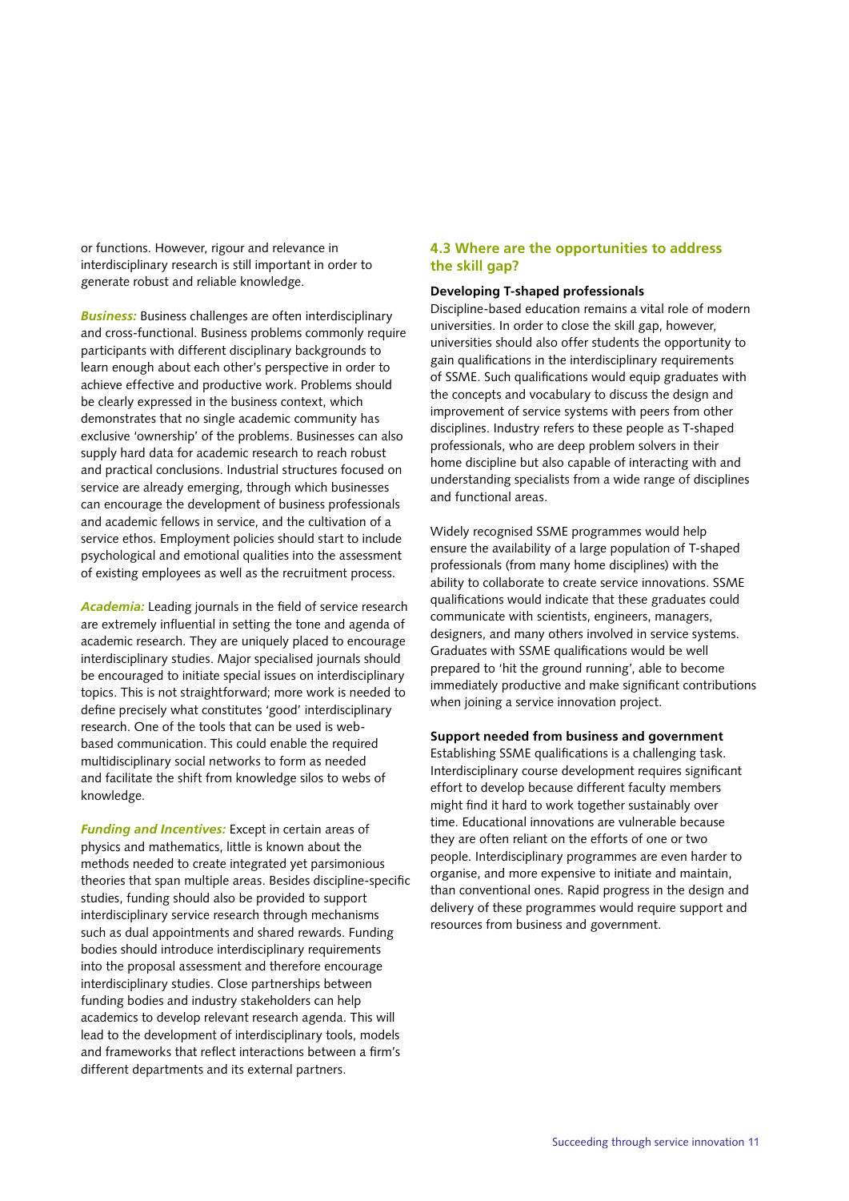or functions. However, rigour and relevance in interdisciplinary research is still important in order to generate robust and reliable knowledge.

***Business:*** Business challenges are often interdisciplinary and cross-functional. Business problems commonly require participants with different disciplinary backgrounds to learn enough about each other's perspective in order to achieve effective and productive work. Problems should be clearly expressed in the business context, which demonstrates that no single academic community has exclusive 'ownership' of the problems. Businesses can also supply hard data for academic research to reach robust and practical conclusions. Industrial structures focused on service are already emerging, through which businesses can encourage the development of business professionals and academic fellows in service, and the cultivation of a service ethos. Employment policies should start to include psychological and emotional qualities into the assessment of existing employees as well as the recruitment process.

***Academia:*** Leading journals in the field of service research are extremely influential in setting the tone and agenda of academic research. They are uniquely placed to encourage interdisciplinary studies. Major specialised journals should be encouraged to initiate special issues on interdisciplinary topics. This is not straightforward; more work is needed to define precisely what constitutes 'good' interdisciplinary research. One of the tools that can be used is web-based communication. This could enable the required multidisciplinary social networks to form as needed and facilitate the shift from knowledge silos to webs of knowledge.

***Funding and Incentives:*** Except in certain areas of physics and mathematics, little is known about the methods needed to create integrated yet parsimonious theories that span multiple areas. Besides discipline-specific studies, funding should also be provided to support interdisciplinary service research through mechanisms such as dual appointments and shared rewards. Funding bodies should introduce interdisciplinary requirements into the proposal assessment and therefore encourage interdisciplinary studies. Close partnerships between funding bodies and industry stakeholders can help academics to develop relevant research agenda. This will lead to the development of interdisciplinary tools, models and frameworks that reflect interactions between a firm's different departments and its external partners.

## 4.3 Where are the opportunities to address the skill gap?

**Developing T-shaped professionals**

Discipline-based education remains a vital role of modern universities. In order to close the skill gap, however, universities should also offer students the opportunity to gain qualifications in the interdisciplinary requirements of SSME. Such qualifications would equip graduates with the concepts and vocabulary to discuss the design and improvement of service systems with peers from other disciplines. Industry refers to these people as T-shaped professionals, who are deep problem solvers in their home discipline but also capable of interacting with and understanding specialists from a wide range of disciplines and functional areas.

Widely recognised SSME programmes would help ensure the availability of a large population of T-shaped professionals (from many home disciplines) with the ability to collaborate to create service innovations. SSME qualifications would indicate that these graduates could communicate with scientists, engineers, managers, designers, and many others involved in service systems. Graduates with SSME qualifications would be well prepared to 'hit the ground running', able to become immediately productive and make significant contributions when joining a service innovation project.

**Support needed from business and government**

Establishing SSME qualifications is a challenging task. Interdisciplinary course development requires significant effort to develop because different faculty members might find it hard to work together sustainably over time. Educational innovations are vulnerable because they are often reliant on the efforts of one or two people. Interdisciplinary programmes are even harder to organise, and more expensive to initiate and maintain, than conventional ones. Rapid progress in the design and delivery of these programmes would require support and resources from business and government.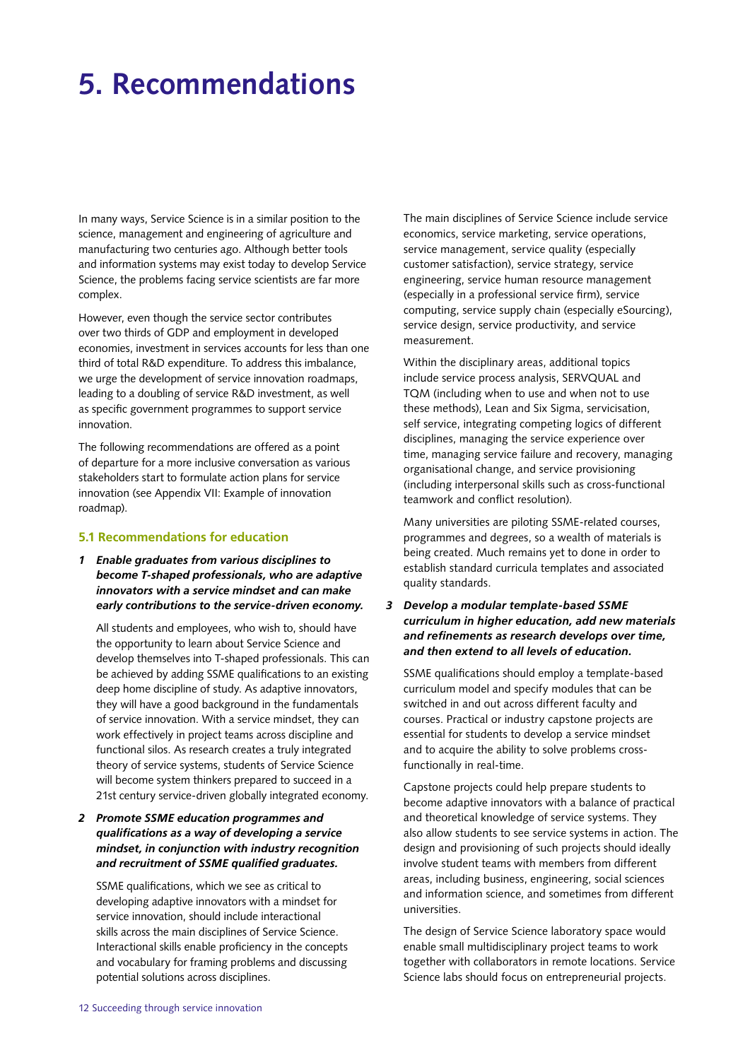# 5. Recommendations

In many ways, Service Science is in a similar position to the science, management and engineering of agriculture and manufacturing two centuries ago. Although better tools and information systems may exist today to develop Service Science, the problems facing service scientists are far more complex.

However, even though the service sector contributes over two thirds of GDP and employment in developed economies, investment in services accounts for less than one third of total R&D expenditure. To address this imbalance, we urge the development of service innovation roadmaps, leading to a doubling of service R&D investment, as well as specific government programmes to support service innovation.

The following recommendations are offered as a point of departure for a more inclusive conversation as various stakeholders start to formulate action plans for service innovation (see Appendix VII: Example of innovation roadmap).

## 5.1 Recommendations for education

**1 *Enable graduates from various disciplines to become T-shaped professionals, who are adaptive innovators with a service mindset and can make early contributions to the service-driven economy.***

All students and employees, who wish to, should have the opportunity to learn about Service Science and develop themselves into T-shaped professionals. This can be achieved by adding SSME qualifications to an existing deep home discipline of study. As adaptive innovators, they will have a good background in the fundamentals of service innovation. With a service mindset, they can work effectively in project teams across discipline and functional silos. As research creates a truly integrated theory of service systems, students of Service Science will become system thinkers prepared to succeed in a 21st century service-driven globally integrated economy.

**2 *Promote SSME education programmes and qualifications as a way of developing a service mindset, in conjunction with industry recognition and recruitment of SSME qualified graduates.***

SSME qualifications, which we see as critical to developing adaptive innovators with a mindset for service innovation, should include interactional skills across the main disciplines of Service Science. Interactional skills enable proficiency in the concepts and vocabulary for framing problems and discussing potential solutions across disciplines.

The main disciplines of Service Science include service economics, service marketing, service operations, service management, service quality (especially customer satisfaction), service strategy, service engineering, service human resource management (especially in a professional service firm), service computing, service supply chain (especially eSourcing), service design, service productivity, and service measurement.

Within the disciplinary areas, additional topics include service process analysis, SERVQUAL and TQM (including when to use and when not to use these methods), Lean and Six Sigma, servicisation, self service, integrating competing logics of different disciplines, managing the service experience over time, managing service failure and recovery, managing organisational change, and service provisioning (including interpersonal skills such as cross-functional teamwork and conflict resolution).

Many universities are piloting SSME-related courses, programmes and degrees, so a wealth of materials is being created. Much remains yet to done in order to establish standard curricula templates and associated quality standards.

**3 *Develop a modular template-based SSME curriculum in higher education, add new materials and refinements as research develops over time, and then extend to all levels of education.***

SSME qualifications should employ a template-based curriculum model and specify modules that can be switched in and out across different faculty and courses. Practical or industry capstone projects are essential for students to develop a service mindset and to acquire the ability to solve problems cross-functionally in real-time.

Capstone projects could help prepare students to become adaptive innovators with a balance of practical and theoretical knowledge of service systems. They also allow students to see service systems in action. The design and provisioning of such projects should ideally involve student teams with members from different areas, including business, engineering, social sciences and information science, and sometimes from different universities.

The design of Service Science laboratory space would enable small multidisciplinary project teams to work together with collaborators in remote locations. Service Science labs should focus on entrepreneurial projects.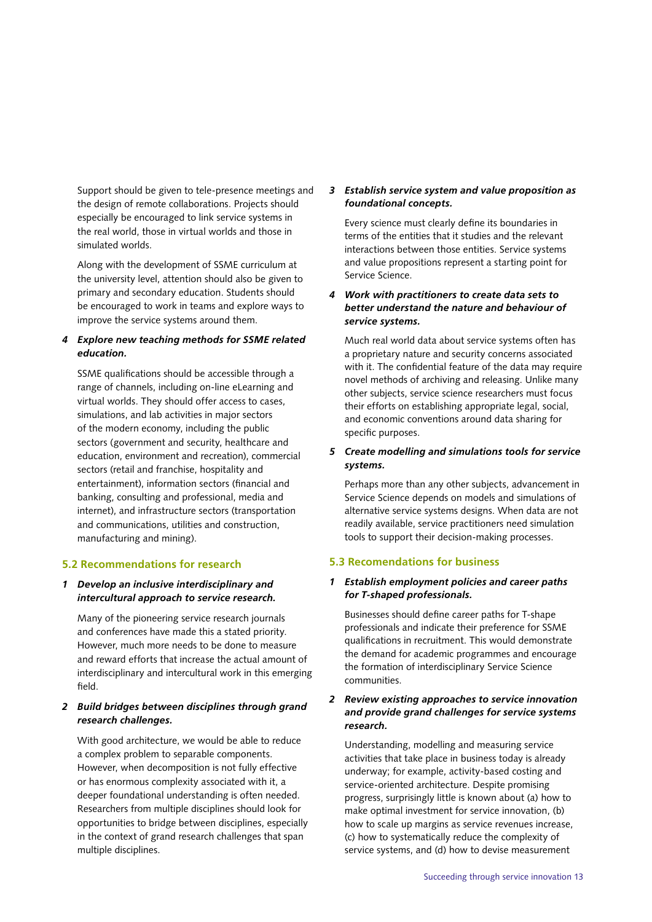Support should be given to tele-presence meetings and the design of remote collaborations. Projects should especially be encouraged to link service systems in the real world, those in virtual worlds and those in simulated worlds.

Along with the development of SSME curriculum at the university level, attention should also be given to primary and secondary education. Students should be encouraged to work in teams and explore ways to improve the service systems around them.

**4 *Explore new teaching methods for SSME related education.***

SSME qualifications should be accessible through a range of channels, including on-line eLearning and virtual worlds. They should offer access to cases, simulations, and lab activities in major sectors of the modern economy, including the public sectors (government and security, healthcare and education, environment and recreation), commercial sectors (retail and franchise, hospitality and entertainment), information sectors (financial and banking, consulting and professional, media and internet), and infrastructure sectors (transportation and communications, utilities and construction, manufacturing and mining).

## 5.2 Recommendations for research

**1 *Develop an inclusive interdisciplinary and intercultural approach to service research.***

Many of the pioneering service research journals and conferences have made this a stated priority. However, much more needs to be done to measure and reward efforts that increase the actual amount of interdisciplinary and intercultural work in this emerging field.

**2 *Build bridges between disciplines through grand research challenges.***

With good architecture, we would be able to reduce a complex problem to separable components. However, when decomposition is not fully effective or has enormous complexity associated with it, a deeper foundational understanding is often needed. Researchers from multiple disciplines should look for opportunities to bridge between disciplines, especially in the context of grand research challenges that span multiple disciplines.

**3 *Establish service system and value proposition as foundational concepts.***

Every science must clearly define its boundaries in terms of the entities that it studies and the relevant interactions between those entities. Service systems and value propositions represent a starting point for Service Science.

**4 *Work with practitioners to create data sets to better understand the nature and behaviour of service systems.***

Much real world data about service systems often has a proprietary nature and security concerns associated with it. The confidential feature of the data may require novel methods of archiving and releasing. Unlike many other subjects, service science researchers must focus their efforts on establishing appropriate legal, social, and economic conventions around data sharing for specific purposes.

**5 *Create modelling and simulations tools for service systems.***

Perhaps more than any other subjects, advancement in Service Science depends on models and simulations of alternative service systems designs. When data are not readily available, service practitioners need simulation tools to support their decision-making processes.

## 5.3 Recommendations for business

**1 *Establish employment policies and career paths for T-shaped professionals.***

Businesses should define career paths for T-shape professionals and indicate their preference for SSME qualifications in recruitment. This would demonstrate the demand for academic programmes and encourage the formation of interdisciplinary Service Science communities.

**2 *Review existing approaches to service innovation and provide grand challenges for service systems research.***

Understanding, modelling and measuring service activities that take place in business today is already underway; for example, activity-based costing and service-oriented architecture. Despite promising progress, surprisingly little is known about (a) how to make optimal investment for service innovation, (b) how to scale up margins as service revenues increase, (c) how to systematically reduce the complexity of service systems, and (d) how to devise measurement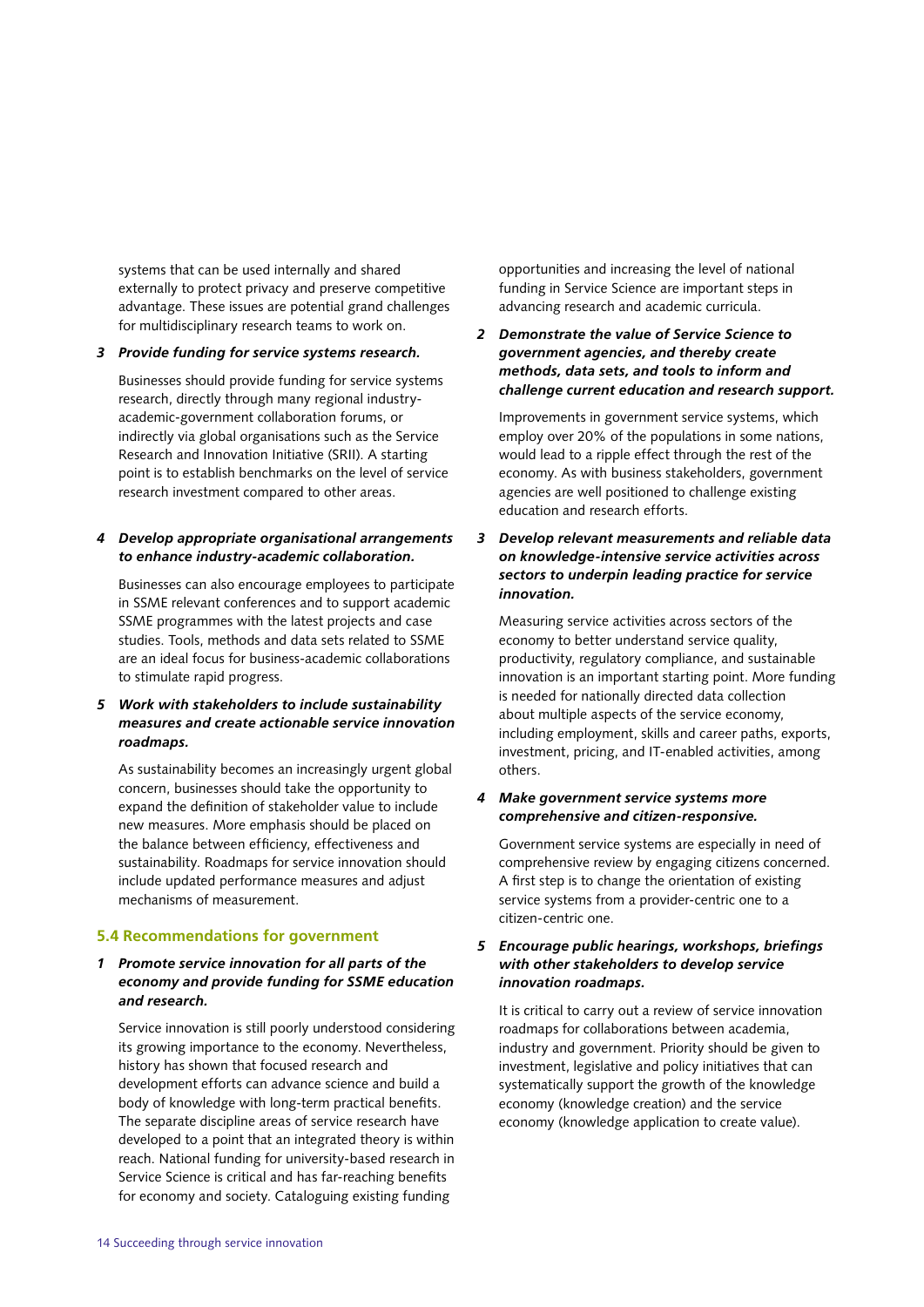systems that can be used internally and shared externally to protect privacy and preserve competitive advantage. These issues are potential grand challenges for multidisciplinary research teams to work on.

3 ***Provide funding for service systems research.***

Businesses should provide funding for service systems research, directly through many regional industry-academic-government collaboration forums, or indirectly via global organisations such as the Service Research and Innovation Initiative (SRII). A starting point is to establish benchmarks on the level of service research investment compared to other areas.

4 ***Develop appropriate organisational arrangements to enhance industry-academic collaboration.***

Businesses can also encourage employees to participate in SSME relevant conferences and to support academic SSME programmes with the latest projects and case studies. Tools, methods and data sets related to SSME are an ideal focus for business-academic collaborations to stimulate rapid progress.

5 ***Work with stakeholders to include sustainability measures and create actionable service innovation roadmaps.***

As sustainability becomes an increasingly urgent global concern, businesses should take the opportunity to expand the definition of stakeholder value to include new measures. More emphasis should be placed on the balance between efficiency, effectiveness and sustainability. Roadmaps for service innovation should include updated performance measures and adjust mechanisms of measurement.

### 5.4 Recommendations for government

1 ***Promote service innovation for all parts of the economy and provide funding for SSME education and research.***

Service innovation is still poorly understood considering its growing importance to the economy. Nevertheless, history has shown that focused research and development efforts can advance science and build a body of knowledge with long-term practical benefits. The separate discipline areas of service research have developed to a point that an integrated theory is within reach. National funding for university-based research in Service Science is critical and has far-reaching benefits for economy and society. Cataloguing existing funding opportunities and increasing the level of national funding in Service Science are important steps in advancing research and academic curricula.

2 ***Demonstrate the value of Service Science to government agencies, and thereby create methods, data sets, and tools to inform and challenge current education and research support.***

Improvements in government service systems, which employ over 20% of the populations in some nations, would lead to a ripple effect through the rest of the economy. As with business stakeholders, government agencies are well positioned to challenge existing education and research efforts.

3 ***Develop relevant measurements and reliable data on knowledge-intensive service activities across sectors to underpin leading practice for service innovation.***

Measuring service activities across sectors of the economy to better understand service quality, productivity, regulatory compliance, and sustainable innovation is an important starting point. More funding is needed for nationally directed data collection about multiple aspects of the service economy, including employment, skills and career paths, exports, investment, pricing, and IT-enabled activities, among others.

4 ***Make government service systems more comprehensive and citizen-responsive.***

Government service systems are especially in need of comprehensive review by engaging citizens concerned. A first step is to change the orientation of existing service systems from a provider-centric one to a citizen-centric one.

5 ***Encourage public hearings, workshops, briefings with other stakeholders to develop service innovation roadmaps.***

It is critical to carry out a review of service innovation roadmaps for collaborations between academia, industry and government. Priority should be given to investment, legislative and policy initiatives that can systematically support the growth of the knowledge economy (knowledge creation) and the service economy (knowledge application to create value).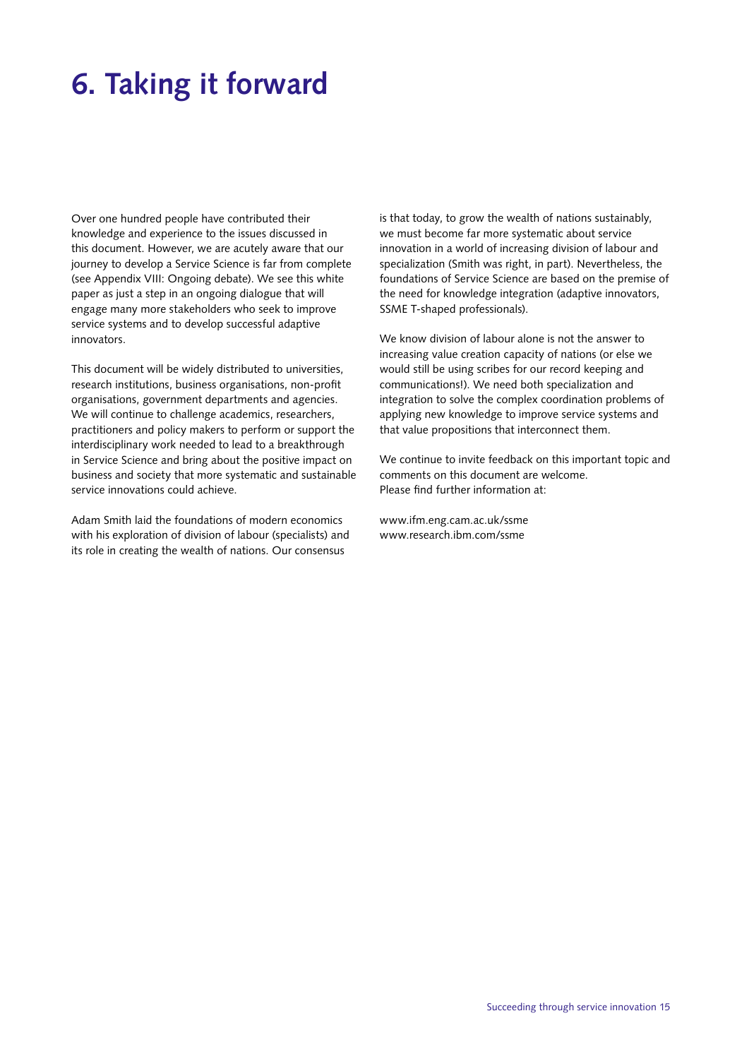# 6. Taking it forward

Over one hundred people have contributed their knowledge and experience to the issues discussed in this document. However, we are acutely aware that our journey to develop a Service Science is far from complete (see Appendix VIII: Ongoing debate). We see this white paper as just a step in an ongoing dialogue that will engage many more stakeholders who seek to improve service systems and to develop successful adaptive innovators.

This document will be widely distributed to universities, research institutions, business organisations, non-profit organisations, government departments and agencies. We will continue to challenge academics, researchers, practitioners and policy makers to perform or support the interdisciplinary work needed to lead to a breakthrough in Service Science and bring about the positive impact on business and society that more systematic and sustainable service innovations could achieve.

Adam Smith laid the foundations of modern economics with his exploration of division of labour (specialists) and its role in creating the wealth of nations. Our consensus is that today, to grow the wealth of nations sustainably, we must become far more systematic about service innovation in a world of increasing division of labour and specialization (Smith was right, in part). Nevertheless, the foundations of Service Science are based on the premise of the need for knowledge integration (adaptive innovators, SSME T-shaped professionals).

We know division of labour alone is not the answer to increasing value creation capacity of nations (or else we would still be using scribes for our record keeping and communications!). We need both specialization and integration to solve the complex coordination problems of applying new knowledge to improve service systems and that value propositions that interconnect them.

We continue to invite feedback on this important topic and comments on this document are welcome.
Please find further information at:

www.ifm.eng.cam.ac.uk/ssme
www.research.ibm.com/ssme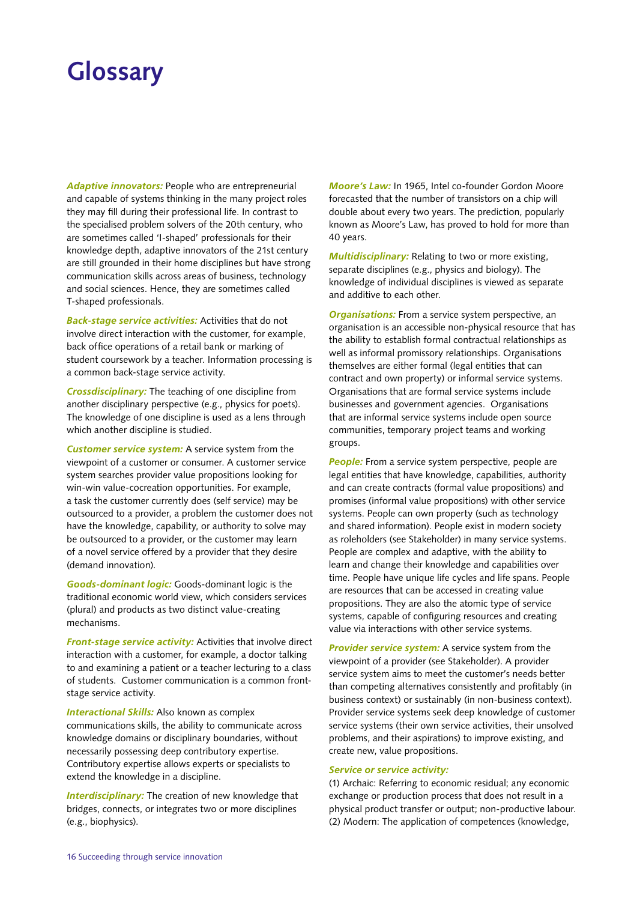# Glossary

***Adaptive innovators:*** People who are entrepreneurial and capable of systems thinking in the many project roles they may fill during their professional life. In contrast to the specialised problem solvers of the 20th century, who are sometimes called 'I-shaped' professionals for their knowledge depth, adaptive innovators of the 21st century are still grounded in their home disciplines but have strong communication skills across areas of business, technology and social sciences. Hence, they are sometimes called T-shaped professionals.

***Back-stage service activities:*** Activities that do not involve direct interaction with the customer, for example, back office operations of a retail bank or marking of student coursework by a teacher. Information processing is a common back-stage service activity.

***Crossdisciplinary:*** The teaching of one discipline from another disciplinary perspective (e.g., physics for poets). The knowledge of one discipline is used as a lens through which another discipline is studied.

***Customer service system:*** A service system from the viewpoint of a customer or consumer. A customer service system searches provider value propositions looking for win-win value-cocreation opportunities. For example, a task the customer currently does (self service) may be outsourced to a provider, a problem the customer does not have the knowledge, capability, or authority to solve may be outsourced to a provider, or the customer may learn of a novel service offered by a provider that they desire (demand innovation).

***Goods-dominant logic:*** Goods-dominant logic is the traditional economic world view, which considers services (plural) and products as two distinct value-creating mechanisms.

***Front-stage service activity:*** Activities that involve direct interaction with a customer, for example, a doctor talking to and examining a patient or a teacher lecturing to a class of students. Customer communication is a common front-stage service activity.

***Interactional Skills:*** Also known as complex communications skills, the ability to communicate across knowledge domains or disciplinary boundaries, without necessarily possessing deep contributory expertise. Contributory expertise allows experts or specialists to extend the knowledge in a discipline.

***Interdisciplinary:*** The creation of new knowledge that bridges, connects, or integrates two or more disciplines (e.g., biophysics).

***Moore's Law:*** In 1965, Intel co-founder Gordon Moore forecasted that the number of transistors on a chip will double about every two years. The prediction, popularly known as Moore's Law, has proved to hold for more than 40 years.

***Multidisciplinary:*** Relating to two or more existing, separate disciplines (e.g., physics and biology). The knowledge of individual disciplines is viewed as separate and additive to each other.

***Organisations:*** From a service system perspective, an organisation is an accessible non-physical resource that has the ability to establish formal contractual relationships as well as informal promissory relationships. Organisations themselves are either formal (legal entities that can contract and own property) or informal service systems. Organisations that are formal service systems include businesses and government agencies. Organisations that are informal service systems include open source communities, temporary project teams and working groups.

***People:*** From a service system perspective, people are legal entities that have knowledge, capabilities, authority and can create contracts (formal value propositions) and promises (informal value propositions) with other service systems. People can own property (such as technology and shared information). People exist in modern society as roleholders (see Stakeholder) in many service systems. People are complex and adaptive, with the ability to learn and change their knowledge and capabilities over time. People have unique life cycles and life spans. People are resources that can be accessed in creating value propositions. They are also the atomic type of service systems, capable of configuring resources and creating value via interactions with other service systems.

***Provider service system:*** A service system from the viewpoint of a provider (see Stakeholder). A provider service system aims to meet the customer's needs better than competing alternatives consistently and profitably (in business context) or sustainably (in non-business context). Provider service systems seek deep knowledge of customer service systems (their own service activities, their unsolved problems, and their aspirations) to improve existing, and create new, value propositions.

***Service or service activity:***
(1) Archaic: Referring to economic residual; any economic exchange or production process that does not result in a physical product transfer or output; non-productive labour.
(2) Modern: The application of competences (knowledge,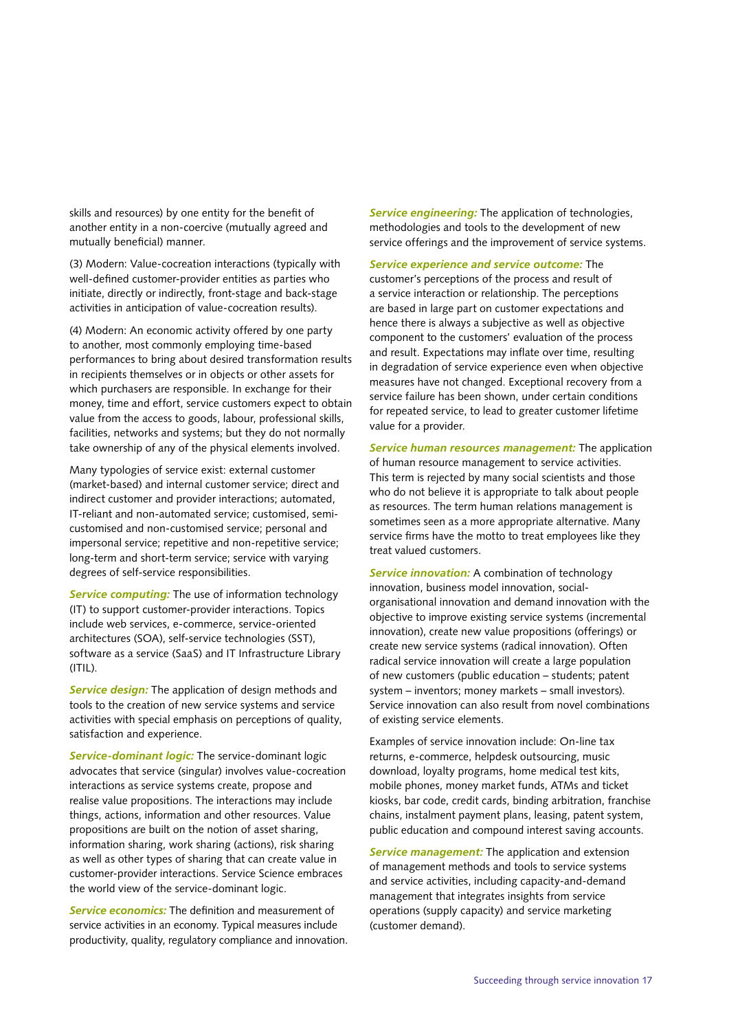skills and resources) by one entity for the benefit of another entity in a non-coercive (mutually agreed and mutually beneficial) manner.

(3) Modern: Value-cocreation interactions (typically with well-defined customer-provider entities as parties who initiate, directly or indirectly, front-stage and back-stage activities in anticipation of value-cocreation results).

(4) Modern: An economic activity offered by one party to another, most commonly employing time-based performances to bring about desired transformation results in recipients themselves or in objects or other assets for which purchasers are responsible. In exchange for their money, time and effort, service customers expect to obtain value from the access to goods, labour, professional skills, facilities, networks and systems; but they do not normally take ownership of any of the physical elements involved.

Many typologies of service exist: external customer (market-based) and internal customer service; direct and indirect customer and provider interactions; automated, IT-reliant and non-automated service; customised, semi-customised and non-customised service; personal and impersonal service; repetitive and non-repetitive service; long-term and short-term service; service with varying degrees of self-service responsibilities.

***Service computing:*** The use of information technology (IT) to support customer-provider interactions. Topics include web services, e-commerce, service-oriented architectures (SOA), self-service technologies (SST), software as a service (SaaS) and IT Infrastructure Library (ITIL).

***Service design:*** The application of design methods and tools to the creation of new service systems and service activities with special emphasis on perceptions of quality, satisfaction and experience.

***Service-dominant logic:*** The service-dominant logic advocates that service (singular) involves value-cocreation interactions as service systems create, propose and realise value propositions. The interactions may include things, actions, information and other resources. Value propositions are built on the notion of asset sharing, information sharing, work sharing (actions), risk sharing as well as other types of sharing that can create value in customer-provider interactions. Service Science embraces the world view of the service-dominant logic.

***Service economics:*** The definition and measurement of service activities in an economy. Typical measures include productivity, quality, regulatory compliance and innovation.

***Service engineering:*** The application of technologies, methodologies and tools to the development of new service offerings and the improvement of service systems.

***Service experience and service outcome:*** The customer's perceptions of the process and result of a service interaction or relationship. The perceptions are based in large part on customer expectations and hence there is always a subjective as well as objective component to the customers' evaluation of the process and result. Expectations may inflate over time, resulting in degradation of service experience even when objective measures have not changed. Exceptional recovery from a service failure has been shown, under certain conditions for repeated service, to lead to greater customer lifetime value for a provider.

***Service human resources management:*** The application of human resource management to service activities. This term is rejected by many social scientists and those who do not believe it is appropriate to talk about people as resources. The term human relations management is sometimes seen as a more appropriate alternative. Many service firms have the motto to treat employees like they treat valued customers.

***Service innovation:*** A combination of technology innovation, business model innovation, social-organisational innovation and demand innovation with the objective to improve existing service systems (incremental innovation), create new value propositions (offerings) or create new service systems (radical innovation). Often radical service innovation will create a large population of new customers (public education – students; patent system – inventors; money markets – small investors). Service innovation can also result from novel combinations of existing service elements.

Examples of service innovation include: On-line tax returns, e-commerce, helpdesk outsourcing, music download, loyalty programs, home medical test kits, mobile phones, money market funds, ATMs and ticket kiosks, bar code, credit cards, binding arbitration, franchise chains, instalment payment plans, leasing, patent system, public education and compound interest saving accounts.

***Service management:*** The application and extension of management methods and tools to service systems and service activities, including capacity-and-demand management that integrates insights from service operations (supply capacity) and service marketing (customer demand).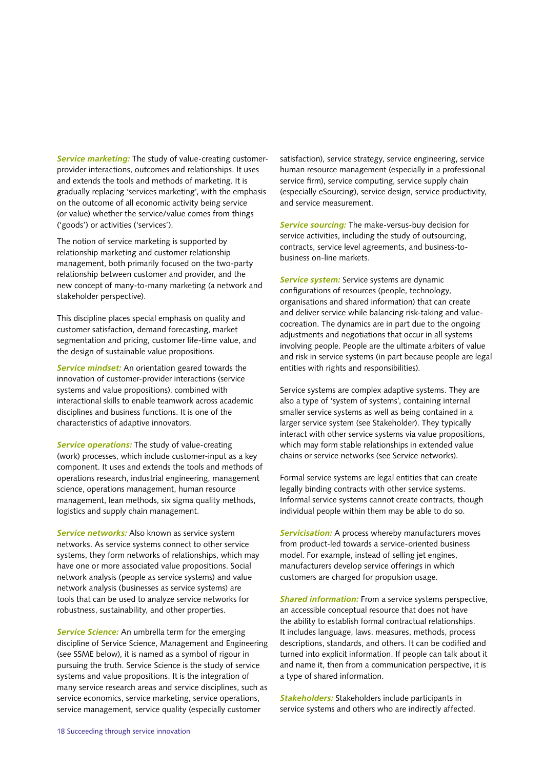***Service marketing:*** The study of value-creating customer-provider interactions, outcomes and relationships. It uses and extends the tools and methods of marketing. It is gradually replacing 'services marketing', with the emphasis on the outcome of all economic activity being service (or value) whether the service/value comes from things ('goods') or activities ('services').

The notion of service marketing is supported by relationship marketing and customer relationship management, both primarily focused on the two-party relationship between customer and provider, and the new concept of many-to-many marketing (a network and stakeholder perspective).

This discipline places special emphasis on quality and customer satisfaction, demand forecasting, market segmentation and pricing, customer life-time value, and the design of sustainable value propositions.

***Service mindset:*** An orientation geared towards the innovation of customer-provider interactions (service systems and value propositions), combined with interactional skills to enable teamwork across academic disciplines and business functions. It is one of the characteristics of adaptive innovators.

***Service operations:*** The study of value-creating (work) processes, which include customer-input as a key component. It uses and extends the tools and methods of operations research, industrial engineering, management science, operations management, human resource management, lean methods, six sigma quality methods, logistics and supply chain management.

***Service networks:*** Also known as service system networks. As service systems connect to other service systems, they form networks of relationships, which may have one or more associated value propositions. Social network analysis (people as service systems) and value network analysis (businesses as service systems) are tools that can be used to analyze service networks for robustness, sustainability, and other properties.

***Service Science:*** An umbrella term for the emerging discipline of Service Science, Management and Engineering (see SSME below), it is named as a symbol of rigour in pursuing the truth. Service Science is the study of service systems and value propositions. It is the integration of many service research areas and service disciplines, such as service economics, service marketing, service operations, service management, service quality (especially customer satisfaction), service strategy, service engineering, service human resource management (especially in a professional service firm), service computing, service supply chain (especially eSourcing), service design, service productivity, and service measurement.

***Service sourcing:*** The make-versus-buy decision for service activities, including the study of outsourcing, contracts, service level agreements, and business-to-business on-line markets.

***Service system:*** Service systems are dynamic configurations of resources (people, technology, organisations and shared information) that can create and deliver service while balancing risk-taking and value-cocreation. The dynamics are in part due to the ongoing adjustments and negotiations that occur in all systems involving people. People are the ultimate arbiters of value and risk in service systems (in part because people are legal entities with rights and responsibilities).

Service systems are complex adaptive systems. They are also a type of 'system of systems', containing internal smaller service systems as well as being contained in a larger service system (see Stakeholder). They typically interact with other service systems via value propositions, which may form stable relationships in extended value chains or service networks (see Service networks).

Formal service systems are legal entities that can create legally binding contracts with other service systems. Informal service systems cannot create contracts, though individual people within them may be able to do so.

***Servicisation:*** A process whereby manufacturers moves from product-led towards a service-oriented business model. For example, instead of selling jet engines, manufacturers develop service offerings in which customers are charged for propulsion usage.

***Shared information:*** From a service systems perspective, an accessible conceptual resource that does not have the ability to establish formal contractual relationships. It includes language, laws, measures, methods, process descriptions, standards, and others. It can be codified and turned into explicit information. If people can talk about it and name it, then from a communication perspective, it is a type of shared information.

***Stakeholders:*** Stakeholders include participants in service systems and others who are indirectly affected.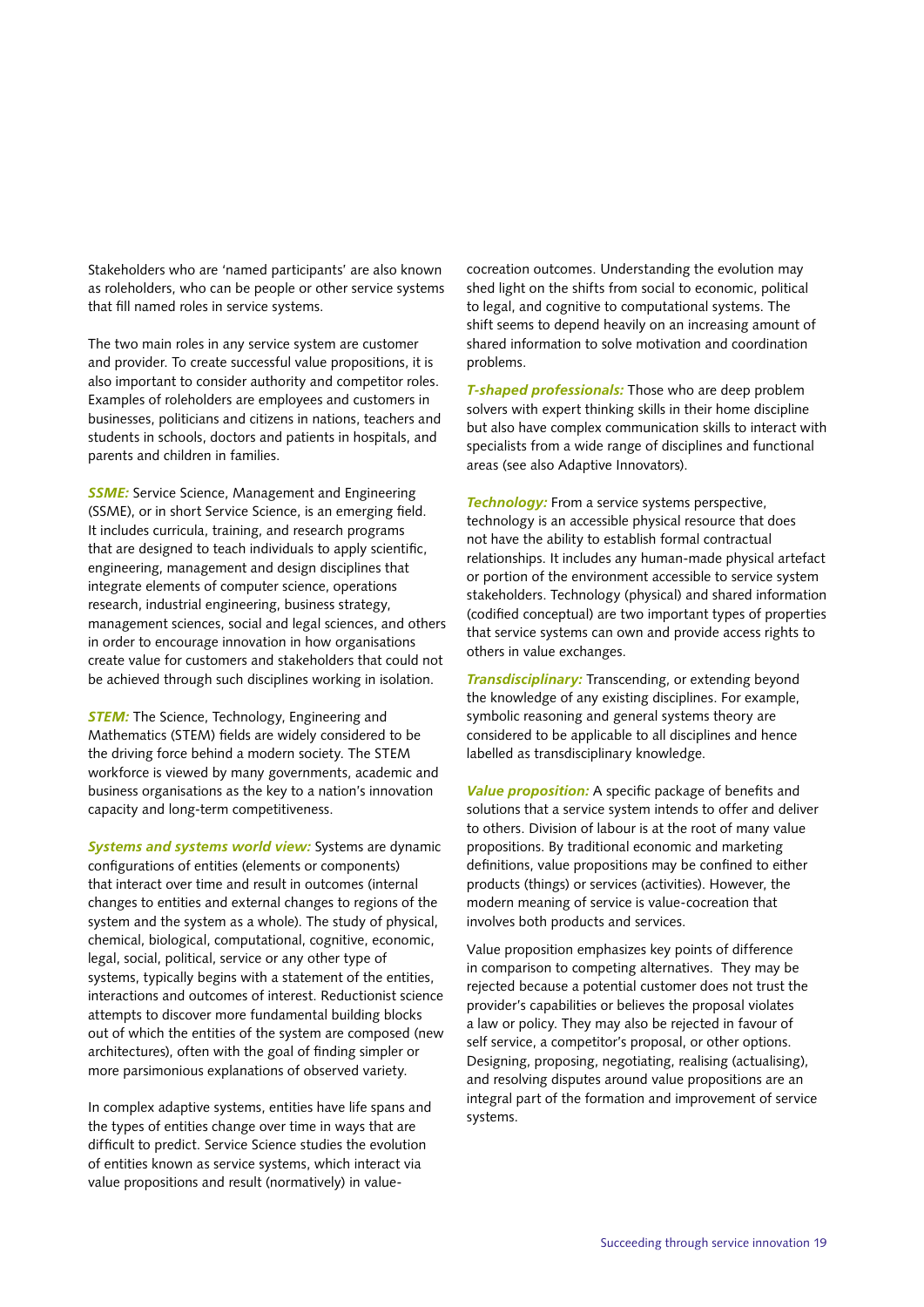Stakeholders who are 'named participants' are also known as roleholders, who can be people or other service systems that fill named roles in service systems.

The two main roles in any service system are customer and provider. To create successful value propositions, it is also important to consider authority and competitor roles. Examples of roleholders are employees and customers in businesses, politicians and citizens in nations, teachers and students in schools, doctors and patients in hospitals, and parents and children in families.

***SSME:*** Service Science, Management and Engineering (SSME), or in short Service Science, is an emerging field. It includes curricula, training, and research programs that are designed to teach individuals to apply scientific, engineering, management and design disciplines that integrate elements of computer science, operations research, industrial engineering, business strategy, management sciences, social and legal sciences, and others in order to encourage innovation in how organisations create value for customers and stakeholders that could not be achieved through such disciplines working in isolation.

***STEM:*** The Science, Technology, Engineering and Mathematics (STEM) fields are widely considered to be the driving force behind a modern society. The STEM workforce is viewed by many governments, academic and business organisations as the key to a nation's innovation capacity and long-term competitiveness.

***Systems and systems world view:*** Systems are dynamic configurations of entities (elements or components) that interact over time and result in outcomes (internal changes to entities and external changes to regions of the system and the system as a whole). The study of physical, chemical, biological, computational, cognitive, economic, legal, social, political, service or any other type of systems, typically begins with a statement of the entities, interactions and outcomes of interest. Reductionist science attempts to discover more fundamental building blocks out of which the entities of the system are composed (new architectures), often with the goal of finding simpler or more parsimonious explanations of observed variety.

In complex adaptive systems, entities have life spans and the types of entities change over time in ways that are difficult to predict. Service Science studies the evolution of entities known as service systems, which interact via value propositions and result (normatively) in value-cocreation outcomes. Understanding the evolution may shed light on the shifts from social to economic, political to legal, and cognitive to computational systems. The shift seems to depend heavily on an increasing amount of shared information to solve motivation and coordination problems.

***T-shaped professionals:*** Those who are deep problem solvers with expert thinking skills in their home discipline but also have complex communication skills to interact with specialists from a wide range of disciplines and functional areas (see also Adaptive Innovators).

***Technology:*** From a service systems perspective, technology is an accessible physical resource that does not have the ability to establish formal contractual relationships. It includes any human-made physical artefact or portion of the environment accessible to service system stakeholders. Technology (physical) and shared information (codified conceptual) are two important types of properties that service systems can own and provide access rights to others in value exchanges.

***Transdisciplinary:*** Transcending, or extending beyond the knowledge of any existing disciplines. For example, symbolic reasoning and general systems theory are considered to be applicable to all disciplines and hence labelled as transdisciplinary knowledge.

***Value proposition:*** A specific package of benefits and solutions that a service system intends to offer and deliver to others. Division of labour is at the root of many value propositions. By traditional economic and marketing definitions, value propositions may be confined to either products (things) or services (activities). However, the modern meaning of service is value-cocreation that involves both products and services.

Value proposition emphasizes key points of difference in comparison to competing alternatives. They may be rejected because a potential customer does not trust the provider's capabilities or believes the proposal violates a law or policy. They may also be rejected in favour of self service, a competitor's proposal, or other options. Designing, proposing, negotiating, realising (actualising), and resolving disputes around value propositions are an integral part of the formation and improvement of service systems.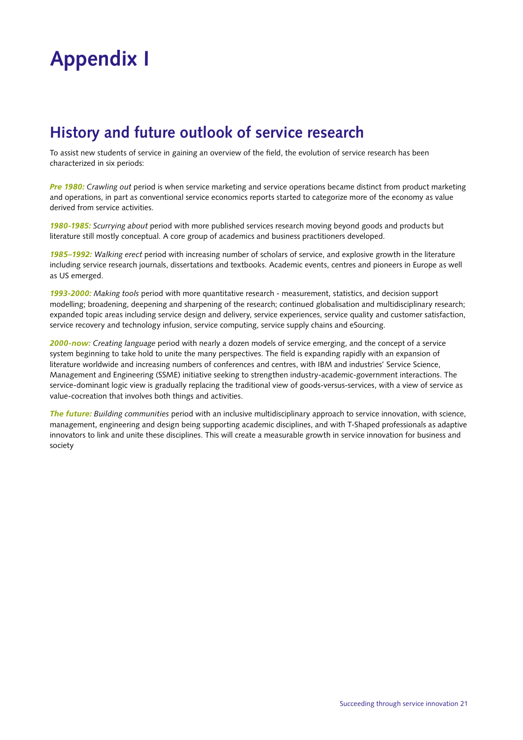# Appendix I

## History and future outlook of service research

To assist new students of service in gaining an overview of the field, the evolution of service research has been characterized in six periods:

***Pre 1980:*** *Crawling out* period is when service marketing and service operations became distinct from product marketing and operations, in part as conventional service economics reports started to categorize more of the economy as value derived from service activities.

***1980-1985:*** *Scurrying about* period with more published services research moving beyond goods and products but literature still mostly conceptual. A core group of academics and business practitioners developed.

***1985–1992:*** *Walking erect* period with increasing number of scholars of service, and explosive growth in the literature including service research journals, dissertations and textbooks. Academic events, centres and pioneers in Europe as well as US emerged.

***1993-2000:*** *Making tools* period with more quantitative research - measurement, statistics, and decision support modelling; broadening, deepening and sharpening of the research; continued globalisation and multidisciplinary research; expanded topic areas including service design and delivery, service experiences, service quality and customer satisfaction, service recovery and technology infusion, service computing, service supply chains and eSourcing.

***2000-now:*** *Creating language* period with nearly a dozen models of service emerging, and the concept of a service system beginning to take hold to unite the many perspectives. The field is expanding rapidly with an expansion of literature worldwide and increasing numbers of conferences and centres, with IBM and industries' Service Science, Management and Engineering (SSME) initiative seeking to strengthen industry-academic-government interactions. The service-dominant logic view is gradually replacing the traditional view of goods-versus-services, with a view of service as value-cocreation that involves both things and activities.

***The future:*** *Building communities* period with an inclusive multidisciplinary approach to service innovation, with science, management, engineering and design being supporting academic disciplines, and with T-Shaped professionals as adaptive innovators to link and unite these disciplines. This will create a measurable growth in service innovation for business and society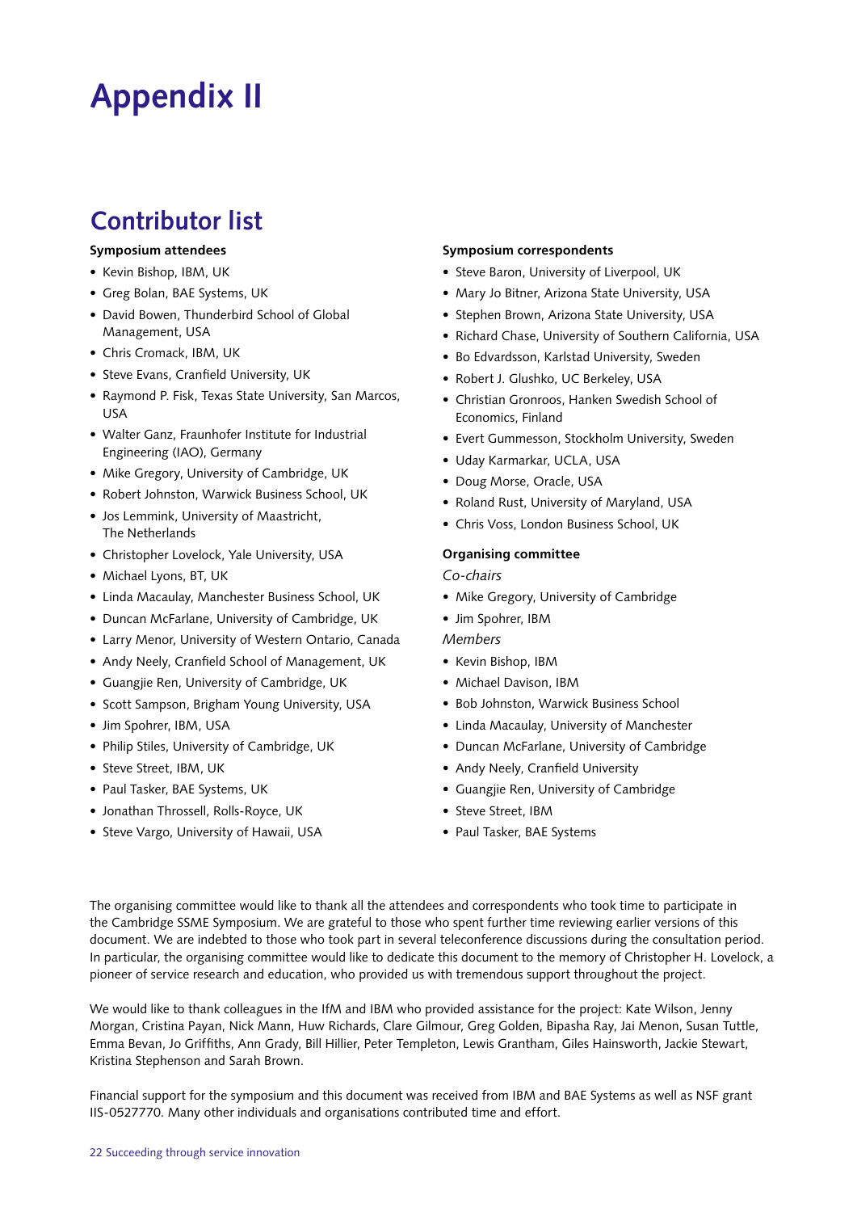# Appendix II

## Contributor list

**Symposium attendees**

- Kevin Bishop, IBM, UK
- Greg Bolan, BAE Systems, UK
- David Bowen, Thunderbird School of Global Management, USA
- Chris Cromack, IBM, UK
- Steve Evans, Cranfield University, UK
- Raymond P. Fisk, Texas State University, San Marcos, USA
- Walter Ganz, Fraunhofer Institute for Industrial Engineering (IAO), Germany
- Mike Gregory, University of Cambridge, UK
- Robert Johnston, Warwick Business School, UK
- Jos Lemmink, University of Maastricht, The Netherlands
- Christopher Lovelock, Yale University, USA
- Michael Lyons, BT, UK
- Linda Macaulay, Manchester Business School, UK
- Duncan McFarlane, University of Cambridge, UK
- Larry Menor, University of Western Ontario, Canada
- Andy Neely, Cranfield School of Management, UK
- Guangjie Ren, University of Cambridge, UK
- Scott Sampson, Brigham Young University, USA
- Jim Spohrer, IBM, USA
- Philip Stiles, University of Cambridge, UK
- Steve Street, IBM, UK
- Paul Tasker, BAE Systems, UK
- Jonathan Throssell, Rolls-Royce, UK
- Steve Vargo, University of Hawaii, USA

**Symposium correspondents**

- Steve Baron, University of Liverpool, UK
- Mary Jo Bitner, Arizona State University, USA
- Stephen Brown, Arizona State University, USA
- Richard Chase, University of Southern California, USA
- Bo Edvardsson, Karlstad University, Sweden
- Robert J. Glushko, UC Berkeley, USA
- Christian Gronroos, Hanken Swedish School of Economics, Finland
- Evert Gummesson, Stockholm University, Sweden
- Uday Karmarkar, UCLA, USA
- Doug Morse, Oracle, USA
- Roland Rust, University of Maryland, USA
- Chris Voss, London Business School, UK

**Organising committee**

*Co-chairs*

- Mike Gregory, University of Cambridge
- Jim Spohrer, IBM

*Members*

- Kevin Bishop, IBM
- Michael Davison, IBM
- Bob Johnston, Warwick Business School
- Linda Macaulay, University of Manchester
- Duncan McFarlane, University of Cambridge
- Andy Neely, Cranfield University
- Guangjie Ren, University of Cambridge
- Steve Street, IBM
- Paul Tasker, BAE Systems

The organising committee would like to thank all the attendees and correspondents who took time to participate in the Cambridge SSME Symposium. We are grateful to those who spent further time reviewing earlier versions of this document. We are indebted to those who took part in several teleconference discussions during the consultation period. In particular, the organising committee would like to dedicate this document to the memory of Christopher H. Lovelock, a pioneer of service research and education, who provided us with tremendous support throughout the project.

We would like to thank colleagues in the IfM and IBM who provided assistance for the project: Kate Wilson, Jenny Morgan, Cristina Payan, Nick Mann, Huw Richards, Clare Gilmour, Greg Golden, Bipasha Ray, Jai Menon, Susan Tuttle, Emma Bevan, Jo Griffiths, Ann Grady, Bill Hillier, Peter Templeton, Lewis Grantham, Giles Hainsworth, Jackie Stewart, Kristina Stephenson and Sarah Brown.

Financial support for the symposium and this document was received from IBM and BAE Systems as well as NSF grant IIS-0527770. Many other individuals and organisations contributed time and effort.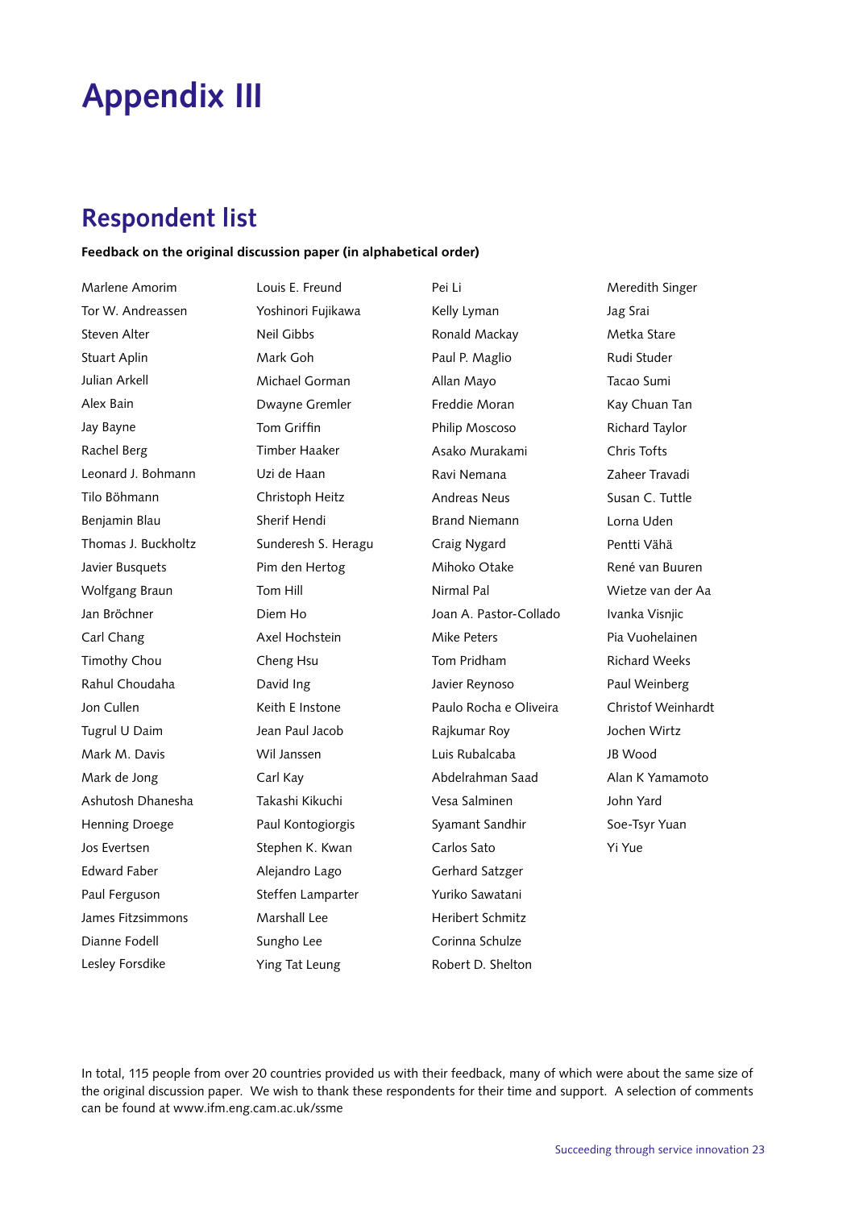# Appendix III

## Respondent list

**Feedback on the original discussion paper (in alphabetical order)**

Marlene Amorim
Tor W. Andreassen
Steven Alter
Stuart Aplin
Julian Arkell
Alex Bain
Jay Bayne
Rachel Berg
Leonard J. Bohmann
Tilo Böhmann
Benjamin Blau
Thomas J. Buckholtz
Javier Busquets
Wolfgang Braun
Jan Bröchner
Carl Chang
Timothy Chou
Rahul Choudaha
Jon Cullen
Tugrul U Daim
Mark M. Davis
Mark de Jong
Ashutosh Dhanesha
Henning Droege
Jos Evertsen
Edward Faber
Paul Ferguson
James Fitzsimmons
Dianne Fodell
Lesley Forsdike
Louis E. Freund
Yoshinori Fujikawa
Neil Gibbs
Mark Goh
Michael Gorman
Dwayne Gremler
Tom Griffin
Timber Haaker
Uzi de Haan
Christoph Heitz
Sherif Hendi
Sunderesh S. Heragu
Pim den Hertog
Tom Hill
Diem Ho
Axel Hochstein
Cheng Hsu
David Ing
Keith E Instone
Jean Paul Jacob
Wil Janssen
Carl Kay
Takashi Kikuchi
Paul Kontogiorgis
Stephen K. Kwan
Alejandro Lago
Steffen Lamparter
Marshall Lee
Sungho Lee
Ying Tat Leung
Pei Li
Kelly Lyman
Ronald Mackay
Paul P. Maglio
Allan Mayo
Freddie Moran
Philip Moscoso
Asako Murakami
Ravi Nemana
Andreas Neus
Brand Niemann
Craig Nygard
Mihoko Otake
Nirmal Pal
Joan A. Pastor-Collado
Mike Peters
Tom Pridham
Javier Reynoso
Paulo Rocha e Oliveira
Rajkumar Roy
Luis Rubalcaba
Abdelrahman Saad
Vesa Salminen
Syamant Sandhir
Carlos Sato
Gerhard Satzger
Yuriko Sawatani
Heribert Schmitz
Corinna Schulze
Robert D. Shelton
Meredith Singer
Jag Srai
Metka Stare
Rudi Studer
Tacao Sumi
Kay Chuan Tan
Richard Taylor
Chris Tofts
Zaheer Travadi
Susan C. Tuttle
Lorna Uden
Pentti Vähä
René van Buuren
Wietze van der Aa
Ivanka Visnjic
Pia Vuohelainen
Richard Weeks
Paul Weinberg
Christof Weinhardt
Jochen Wirtz
JB Wood
Alan K Yamamoto
John Yard
Soe-Tsyr Yuan
Yi Yue

In total, 115 people from over 20 countries provided us with their feedback, many of which were about the same size of the original discussion paper. We wish to thank these respondents for their time and support. A selection of comments can be found at www.ifm.eng.cam.ac.uk/ssme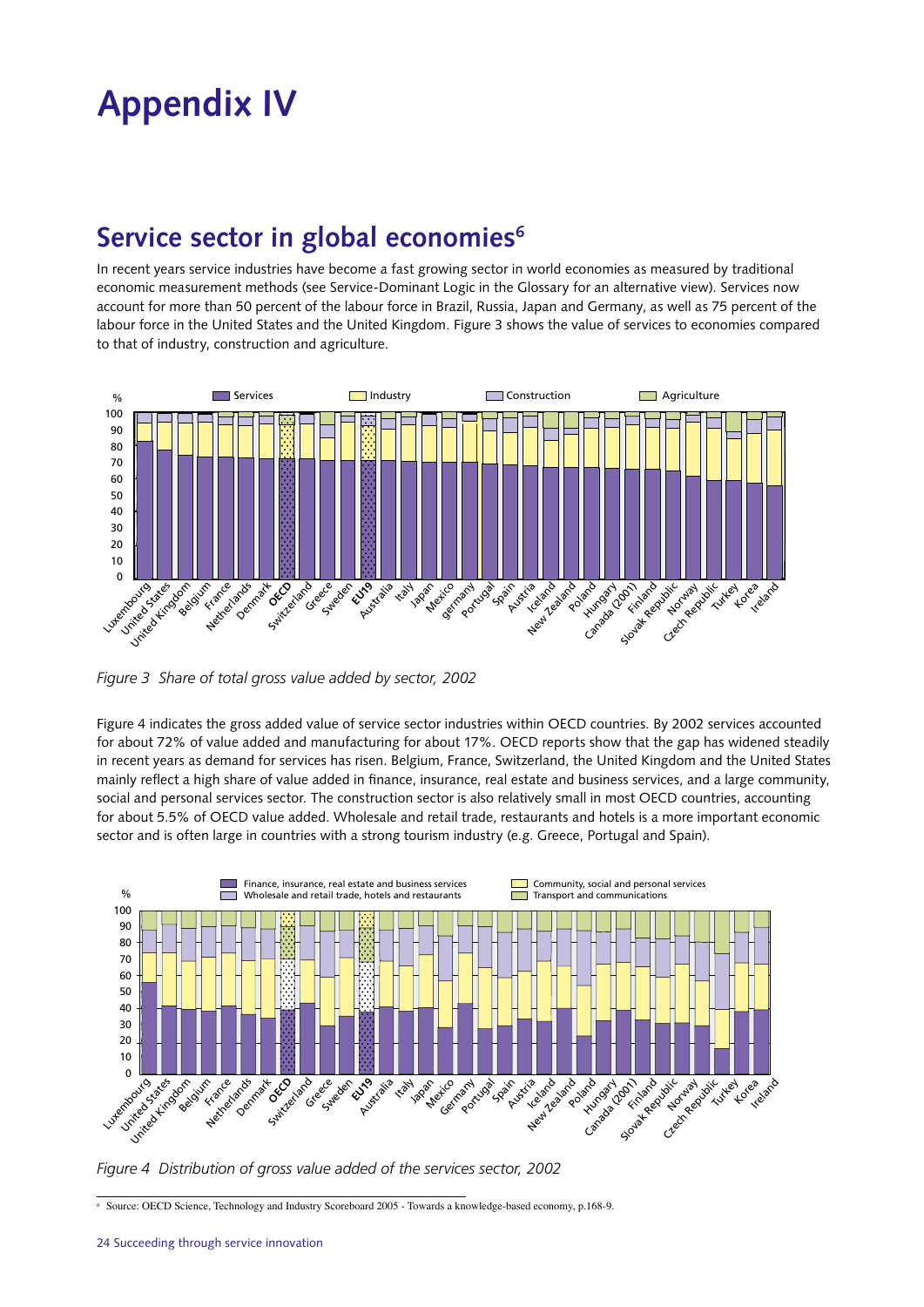# Appendix IV

## Service sector in global economies[6]

In recent years service industries have become a fast growing sector in world economies as measured by traditional economic measurement methods (see Service-Dominant Logic in the Glossary for an alternative view). Services now account for more than 50 percent of the labour force in Brazil, Russia, Japan and Germany, as well as 75 percent of the labour force in the United States and the United Kingdom. Figure 3 shows the value of services to economies compared to that of industry, construction and agriculture.

*Figure 3 Share of total gross value added by sector, 2002*

Figure 4 indicates the gross added value of service sector industries within OECD countries. By 2002 services accounted for about 72% of value added and manufacturing for about 17%. OECD reports show that the gap has widened steadily in recent years as demand for services has risen. Belgium, France, Switzerland, the United Kingdom and the United States mainly reflect a high share of value added in finance, insurance, real estate and business services, and a large community, social and personal services sector. The construction sector is also relatively small in most OECD countries, accounting for about 5.5% of OECD value added. Wholesale and retail trade, restaurants and hotels is a more important economic sector and is often large in countries with a strong tourism industry (e.g. Greece, Portugal and Spain).

*Figure 4 Distribution of gross value added of the services sector, 2002*

[6] Source: OECD Science, Technology and Industry Scoreboard 2005 - Towards a knowledge-based economy, p.168-9.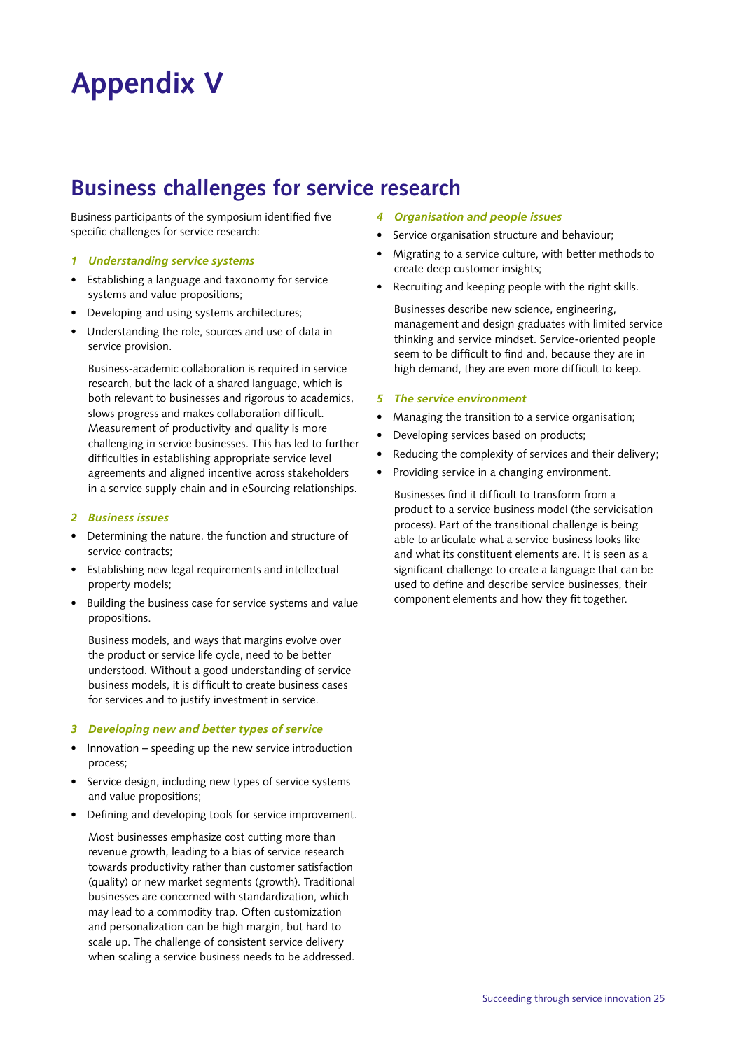# Appendix V

## Business challenges for service research

Business participants of the symposium identified five specific challenges for service research:

### *1 Understanding service systems*

- Establishing a language and taxonomy for service systems and value propositions;
- Developing and using systems architectures;
- Understanding the role, sources and use of data in service provision.

Business-academic collaboration is required in service research, but the lack of a shared language, which is both relevant to businesses and rigorous to academics, slows progress and makes collaboration difficult. Measurement of productivity and quality is more challenging in service businesses. This has led to further difficulties in establishing appropriate service level agreements and aligned incentive across stakeholders in a service supply chain and in eSourcing relationships.

### *2 Business issues*

- Determining the nature, the function and structure of service contracts;
- Establishing new legal requirements and intellectual property models;
- Building the business case for service systems and value propositions.

Business models, and ways that margins evolve over the product or service life cycle, need to be better understood. Without a good understanding of service business models, it is difficult to create business cases for services and to justify investment in service.

### *3 Developing new and better types of service*

- Innovation – speeding up the new service introduction process;
- Service design, including new types of service systems and value propositions;
- Defining and developing tools for service improvement.

Most businesses emphasize cost cutting more than revenue growth, leading to a bias of service research towards productivity rather than customer satisfaction (quality) or new market segments (growth). Traditional businesses are concerned with standardization, which may lead to a commodity trap. Often customization and personalization can be high margin, but hard to scale up. The challenge of consistent service delivery when scaling a service business needs to be addressed.

### *4 Organisation and people issues*

- Service organisation structure and behaviour;
- Migrating to a service culture, with better methods to create deep customer insights;
- Recruiting and keeping people with the right skills.

Businesses describe new science, engineering, management and design graduates with limited service thinking and service mindset. Service-oriented people seem to be difficult to find and, because they are in high demand, they are even more difficult to keep.

### *5 The service environment*

- Managing the transition to a service organisation;
- Developing services based on products;
- Reducing the complexity of services and their delivery;
- Providing service in a changing environment.

Businesses find it difficult to transform from a product to a service business model (the servicisation process). Part of the transitional challenge is being able to articulate what a service business looks like and what its constituent elements are. It is seen as a significant challenge to create a language that can be used to define and describe service businesses, their component elements and how they fit together.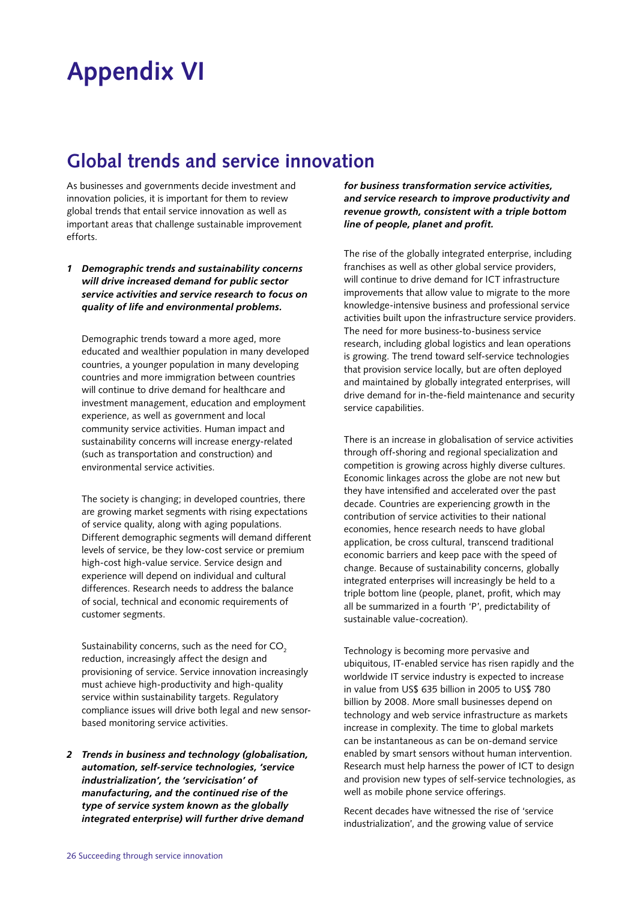# Appendix VI

## Global trends and service innovation

As businesses and governments decide investment and innovation policies, it is important for them to review global trends that entail service innovation as well as important areas that challenge sustainable improvement efforts.

1. ***Demographic trends and sustainability concerns will drive increased demand for public sector service activities and service research to focus on quality of life and environmental problems.***

   Demographic trends toward a more aged, more educated and wealthier population in many developed countries, a younger population in many developing countries and more immigration between countries will continue to drive demand for healthcare and investment management, education and employment experience, as well as government and local community service activities. Human impact and sustainability concerns will increase energy-related (such as transportation and construction) and environmental service activities.

   The society is changing; in developed countries, there are growing market segments with rising expectations of service quality, along with aging populations. Different demographic segments will demand different levels of service, be they low-cost service or premium high-cost high-value service. Service design and experience will depend on individual and cultural differences. Research needs to address the balance of social, technical and economic requirements of customer segments.

   Sustainability concerns, such as the need for $CO_2$ reduction, increasingly affect the design and provisioning of service. Service innovation increasingly must achieve high-productivity and high-quality service within sustainability targets. Regulatory compliance issues will drive both legal and new sensor-based monitoring service activities.

2. ***Trends in business and technology (globalisation, automation, self-service technologies, 'service industrialization', the 'servicisation' of manufacturing, and the continued rise of the type of service system known as the globally integrated enterprise) will further drive demand for business transformation service activities, and service research to improve productivity and revenue growth, consistent with a triple bottom line of people, planet and profit.***

The rise of the globally integrated enterprise, including franchises as well as other global service providers, will continue to drive demand for ICT infrastructure improvements that allow value to migrate to the more knowledge-intensive business and professional service activities built upon the infrastructure service providers. The need for more business-to-business service research, including global logistics and lean operations is growing. The trend toward self-service technologies that provision service locally, but are often deployed and maintained by globally integrated enterprises, will drive demand for in-the-field maintenance and security service capabilities.

There is an increase in globalisation of service activities through off-shoring and regional specialization and competition is growing across highly diverse cultures. Economic linkages across the globe are not new but they have intensified and accelerated over the past decade. Countries are experiencing growth in the contribution of service activities to their national economies, hence research needs to have global application, be cross cultural, transcend traditional economic barriers and keep pace with the speed of change. Because of sustainability concerns, globally integrated enterprises will increasingly be held to a triple bottom line (people, planet, profit, which may all be summarized in a fourth 'P', predictability of sustainable value-cocreation).

Technology is becoming more pervasive and ubiquitous, IT-enabled service has risen rapidly and the worldwide IT service industry is expected to increase in value from US$ 635 billion in 2005 to US$ 780 billion by 2008. More small businesses depend on technology and web service infrastructure as markets increase in complexity. The time to global markets can be instantaneous as can be on-demand service enabled by smart sensors without human intervention. Research must help harness the power of ICT to design and provision new types of self-service technologies, as well as mobile phone service offerings.

Recent decades have witnessed the rise of 'service industrialization', and the growing value of service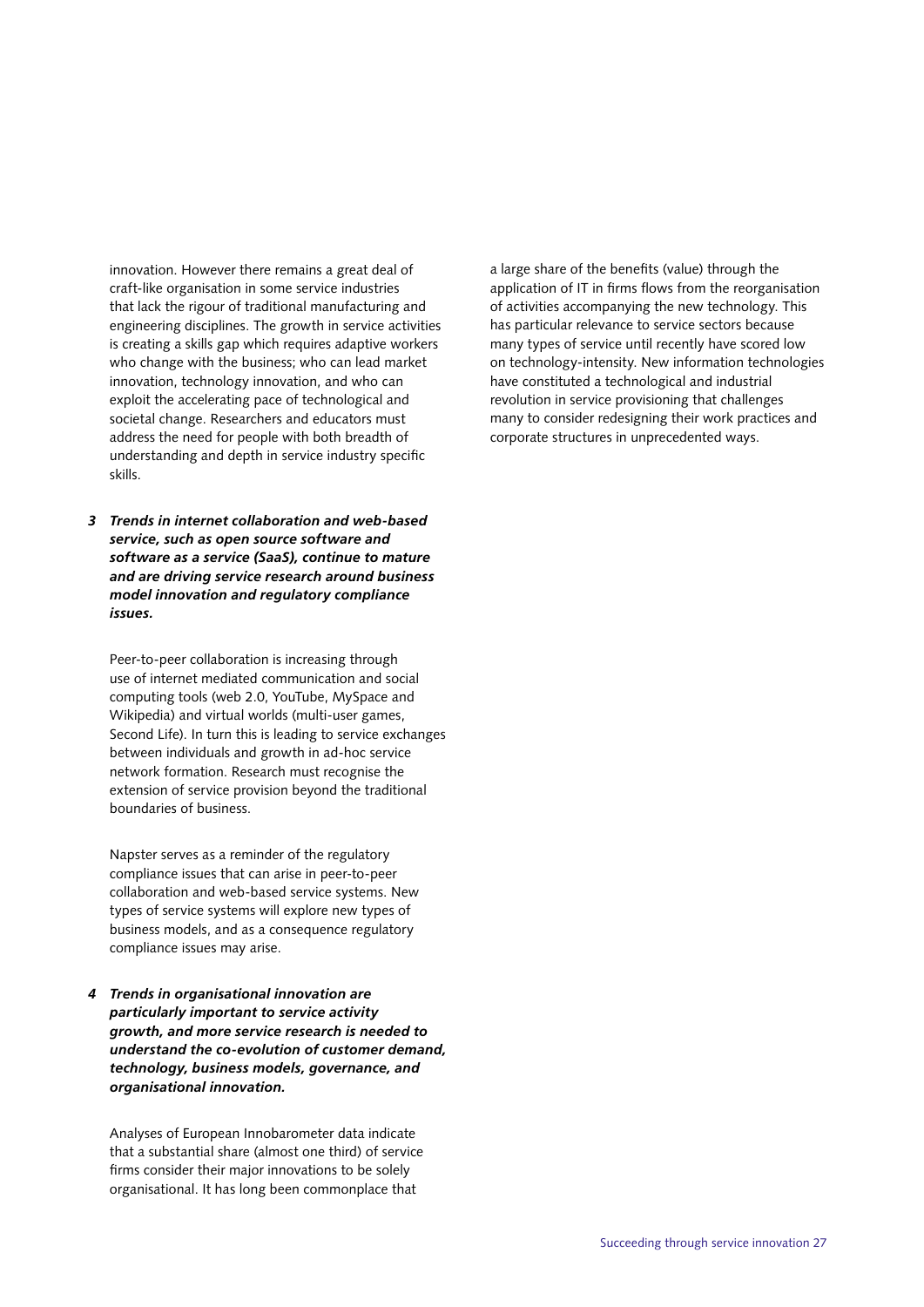innovation. However there remains a great deal of craft-like organisation in some service industries that lack the rigour of traditional manufacturing and engineering disciplines. The growth in service activities is creating a skills gap which requires adaptive workers who change with the business; who can lead market innovation, technology innovation, and who can exploit the accelerating pace of technological and societal change. Researchers and educators must address the need for people with both breadth of understanding and depth in service industry specific skills.

**3 *Trends in internet collaboration and web-based service, such as open source software and software as a service (SaaS), continue to mature and are driving service research around business model innovation and regulatory compliance issues.***

Peer-to-peer collaboration is increasing through use of internet mediated communication and social computing tools (web 2.0, YouTube, MySpace and Wikipedia) and virtual worlds (multi-user games, Second Life). In turn this is leading to service exchanges between individuals and growth in ad-hoc service network formation. Research must recognise the extension of service provision beyond the traditional boundaries of business.

Napster serves as a reminder of the regulatory compliance issues that can arise in peer-to-peer collaboration and web-based service systems. New types of service systems will explore new types of business models, and as a consequence regulatory compliance issues may arise.

**4 *Trends in organisational innovation are particularly important to service activity growth, and more service research is needed to understand the co-evolution of customer demand, technology, business models, governance, and organisational innovation.***

Analyses of European Innobarometer data indicate that a substantial share (almost one third) of service firms consider their major innovations to be solely organisational. It has long been commonplace that a large share of the benefits (value) through the application of IT in firms flows from the reorganisation of activities accompanying the new technology. This has particular relevance to service sectors because many types of service until recently have scored low on technology-intensity. New information technologies have constituted a technological and industrial revolution in service provisioning that challenges many to consider redesigning their work practices and corporate structures in unprecedented ways.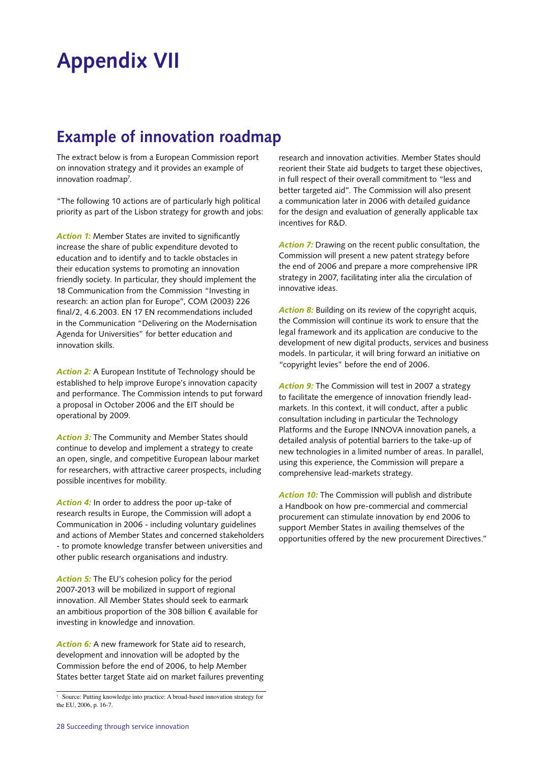# Appendix VII

## Example of innovation roadmap

The extract below is from a European Commission report on innovation strategy and it provides an example of innovation roadmap[7].

"The following 10 actions are of particularly high political priority as part of the Lisbon strategy for growth and jobs:

***Action 1:*** Member States are invited to significantly increase the share of public expenditure devoted to education and to identify and to tackle obstacles in their education systems to promoting an innovation friendly society. In particular, they should implement the 18 Communication from the Commission "Investing in research: an action plan for Europe", COM (2003) 226 final/2, 4.6.2003. EN 17 EN recommendations included in the Communication "Delivering on the Modernisation Agenda for Universities" for better education and innovation skills.

***Action 2:*** A European Institute of Technology should be established to help improve Europe's innovation capacity and performance. The Commission intends to put forward a proposal in October 2006 and the EIT should be operational by 2009.

***Action 3:*** The Community and Member States should continue to develop and implement a strategy to create an open, single, and competitive European labour market for researchers, with attractive career prospects, including possible incentives for mobility.

***Action 4:*** In order to address the poor up-take of research results in Europe, the Commission will adopt a Communication in 2006 - including voluntary guidelines and actions of Member States and concerned stakeholders - to promote knowledge transfer between universities and other public research organisations and industry.

***Action 5:*** The EU's cohesion policy for the period 2007-2013 will be mobilized in support of regional innovation. All Member States should seek to earmark an ambitious proportion of the 308 billion € available for investing in knowledge and innovation.

***Action 6:*** A new framework for State aid to research, development and innovation will be adopted by the Commission before the end of 2006, to help Member States better target State aid on market failures preventing research and innovation activities. Member States should reorient their State aid budgets to target these objectives, in full respect of their overall commitment to "less and better targeted aid". The Commission will also present a communication later in 2006 with detailed guidance for the design and evaluation of generally applicable tax incentives for R&D.

***Action 7:*** Drawing on the recent public consultation, the Commission will present a new patent strategy before the end of 2006 and prepare a more comprehensive IPR strategy in 2007, facilitating inter alia the circulation of innovative ideas.

***Action 8:*** Building on its review of the copyright acquis, the Commission will continue its work to ensure that the legal framework and its application are conducive to the development of new digital products, services and business models. In particular, it will bring forward an initiative on "copyright levies" before the end of 2006.

***Action 9:*** The Commission will test in 2007 a strategy to facilitate the emergence of innovation friendly lead-markets. In this context, it will conduct, after a public consultation including in particular the Technology Platforms and the Europe INNOVA innovation panels, a detailed analysis of potential barriers to the take-up of new technologies in a limited number of areas. In parallel, using this experience, the Commission will prepare a comprehensive lead-markets strategy.

***Action 10:*** The Commission will publish and distribute a Handbook on how pre-commercial and commercial procurement can stimulate innovation by end 2006 to support Member States in availing themselves of the opportunities offered by the new procurement Directives."

---

[7] Source: Putting knowledge into practice: A broad-based innovation strategy for the EU, 2006, p. 16-7.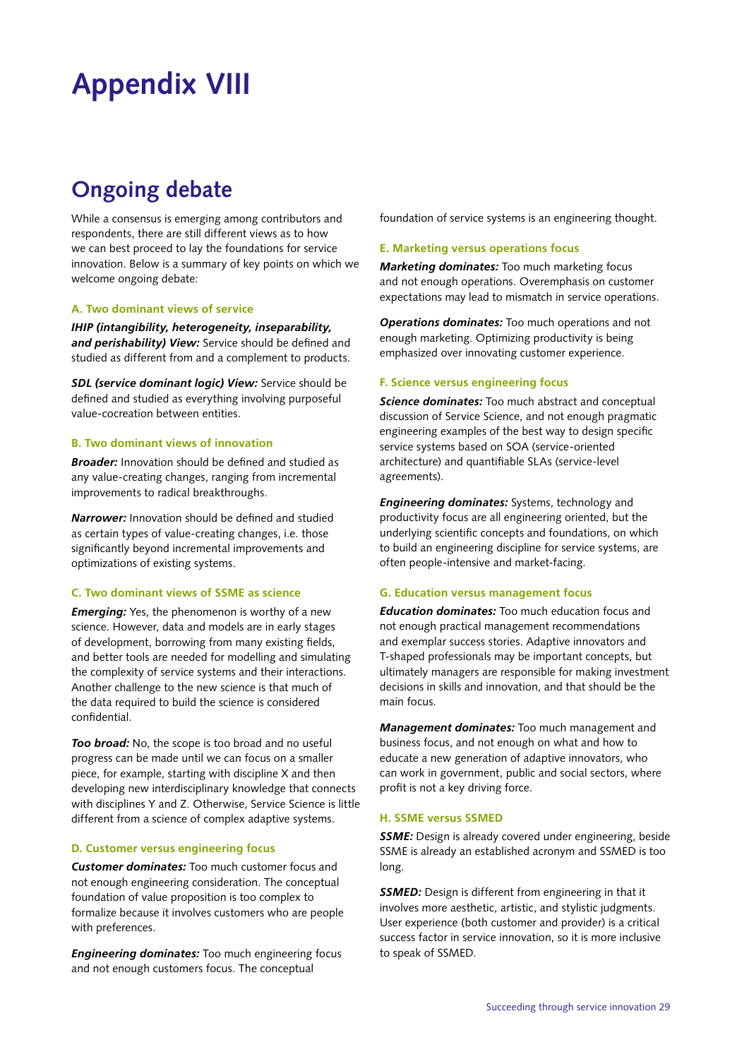# Appendix VIII

## Ongoing debate

While a consensus is emerging among contributors and respondents, there are still different views as to how we can best proceed to lay the foundations for service innovation. Below is a summary of key points on which we welcome ongoing debate:

### A. Two dominant views of service

***IHIP (intangibility, heterogeneity, inseparability, and perishability) View:*** Service should be defined and studied as different from and a complement to products.

***SDL (service dominant logic) View:*** Service should be defined and studied as everything involving purposeful value-cocreation between entities.

### B. Two dominant views of innovation

***Broader:*** Innovation should be defined and studied as any value-creating changes, ranging from incremental improvements to radical breakthroughs.

***Narrower:*** Innovation should be defined and studied as certain types of value-creating changes, i.e. those significantly beyond incremental improvements and optimizations of existing systems.

### C. Two dominant views of SSME as science

***Emerging:*** Yes, the phenomenon is worthy of a new science. However, data and models are in early stages of development, borrowing from many existing fields, and better tools are needed for modelling and simulating the complexity of service systems and their interactions. Another challenge to the new science is that much of the data required to build the science is considered confidential.

***Too broad:*** No, the scope is too broad and no useful progress can be made until we can focus on a smaller piece, for example, starting with discipline X and then developing new interdisciplinary knowledge that connects with disciplines Y and Z. Otherwise, Service Science is little different from a science of complex adaptive systems.

### D. Customer versus engineering focus

***Customer dominates:*** Too much customer focus and not enough engineering consideration. The conceptual foundation of value proposition is too complex to formalize because it involves customers who are people with preferences.

***Engineering dominates:*** Too much engineering focus and not enough customers focus. The conceptual foundation of service systems is an engineering thought.

### E. Marketing versus operations focus

***Marketing dominates:*** Too much marketing focus and not enough operations. Overemphasis on customer expectations may lead to mismatch in service operations.

***Operations dominates:*** Too much operations and not enough marketing. Optimizing productivity is being emphasized over innovating customer experience.

### F. Science versus engineering focus

***Science dominates:*** Too much abstract and conceptual discussion of Service Science, and not enough pragmatic engineering examples of the best way to design specific service systems based on SOA (service-oriented architecture) and quantifiable SLAs (service-level agreements).

***Engineering dominates:*** Systems, technology and productivity focus are all engineering oriented, but the underlying scientific concepts and foundations, on which to build an engineering discipline for service systems, are often people-intensive and market-facing.

### G. Education versus management focus

***Education dominates:*** Too much education focus and not enough practical management recommendations and exemplar success stories. Adaptive innovators and T-shaped professionals may be important concepts, but ultimately managers are responsible for making investment decisions in skills and innovation, and that should be the main focus.

***Management dominates:*** Too much management and business focus, and not enough on what and how to educate a new generation of adaptive innovators, who can work in government, public and social sectors, where profit is not a key driving force.

### H. SSME versus SSMED

***SSME:*** Design is already covered under engineering, beside SSME is already an established acronym and SSMED is too long.

***SSMED:*** Design is different from engineering in that it involves more aesthetic, artistic, and stylistic judgments. User experience (both customer and provider) is a critical success factor in service innovation, so it is more inclusive to speak of SSMED.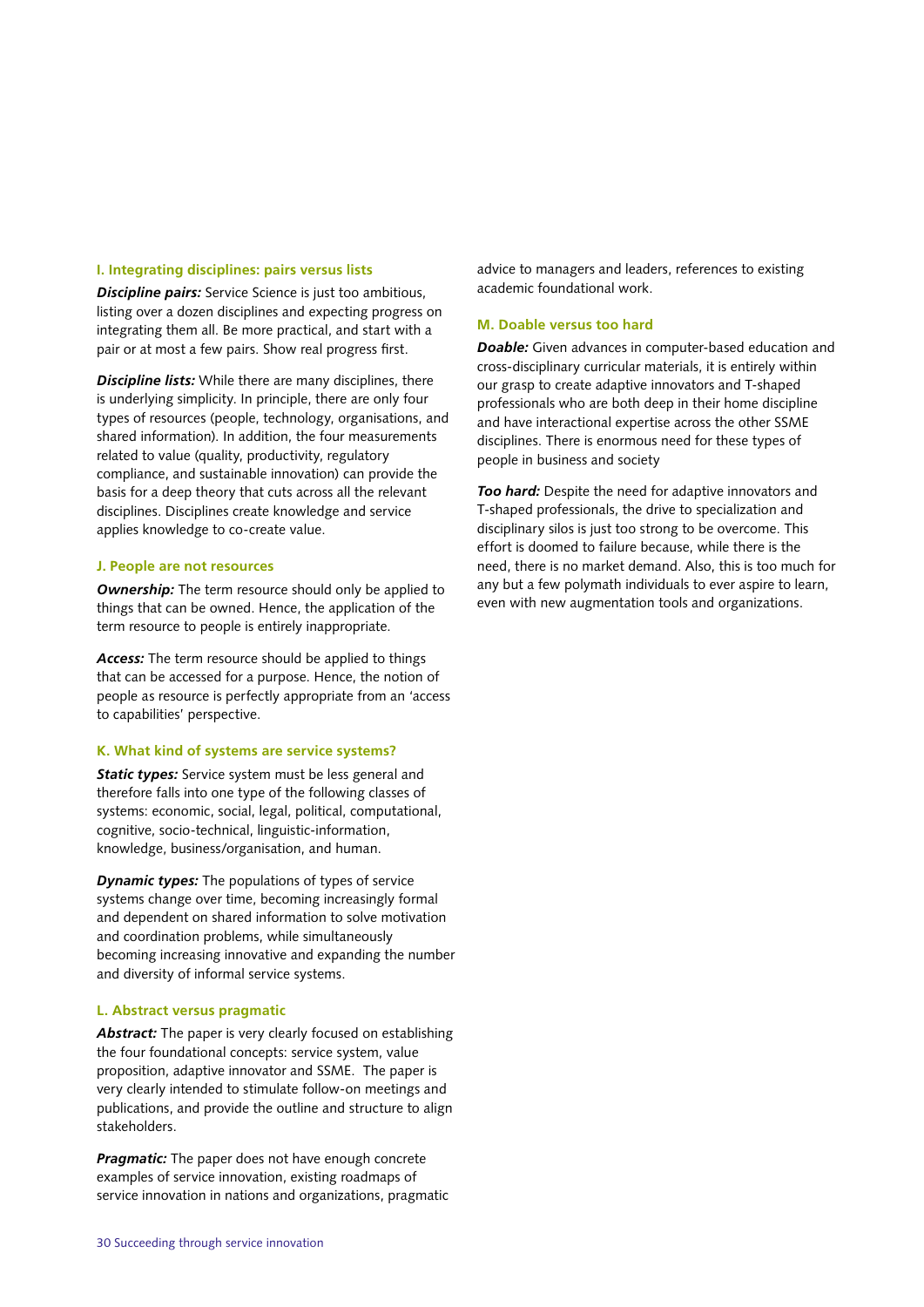### I. Integrating disciplines: pairs versus lists

***Discipline pairs:*** Service Science is just too ambitious, listing over a dozen disciplines and expecting progress on integrating them all. Be more practical, and start with a pair or at most a few pairs. Show real progress first.

***Discipline lists:*** While there are many disciplines, there is underlying simplicity. In principle, there are only four types of resources (people, technology, organisations, and shared information). In addition, the four measurements related to value (quality, productivity, regulatory compliance, and sustainable innovation) can provide the basis for a deep theory that cuts across all the relevant disciplines. Disciplines create knowledge and service applies knowledge to co-create value.

### J. People are not resources

***Ownership:*** The term resource should only be applied to things that can be owned. Hence, the application of the term resource to people is entirely inappropriate.

***Access:*** The term resource should be applied to things that can be accessed for a purpose. Hence, the notion of people as resource is perfectly appropriate from an 'access to capabilities' perspective.

### K. What kind of systems are service systems?

***Static types:*** Service system must be less general and therefore falls into one type of the following classes of systems: economic, social, legal, political, computational, cognitive, socio-technical, linguistic-information, knowledge, business/organisation, and human.

***Dynamic types:*** The populations of types of service systems change over time, becoming increasingly formal and dependent on shared information to solve motivation and coordination problems, while simultaneously becoming increasing innovative and expanding the number and diversity of informal service systems.

### L. Abstract versus pragmatic

***Abstract:*** The paper is very clearly focused on establishing the four foundational concepts: service system, value proposition, adaptive innovator and SSME. The paper is very clearly intended to stimulate follow-on meetings and publications, and provide the outline and structure to align stakeholders.

***Pragmatic:*** The paper does not have enough concrete examples of service innovation, existing roadmaps of service innovation in nations and organizations, pragmatic advice to managers and leaders, references to existing academic foundational work.

### M. Doable versus too hard

***Doable:*** Given advances in computer-based education and cross-disciplinary curricular materials, it is entirely within our grasp to create adaptive innovators and T-shaped professionals who are both deep in their home discipline and have interactional expertise across the other SSME disciplines. There is enormous need for these types of people in business and society

***Too hard:*** Despite the need for adaptive innovators and T-shaped professionals, the drive to specialization and disciplinary silos is just too strong to be overcome. This effort is doomed to failure because, while there is the need, there is no market demand. Also, this is too much for any but a few polymath individuals to ever aspire to learn, even with new augmentation tools and organizations.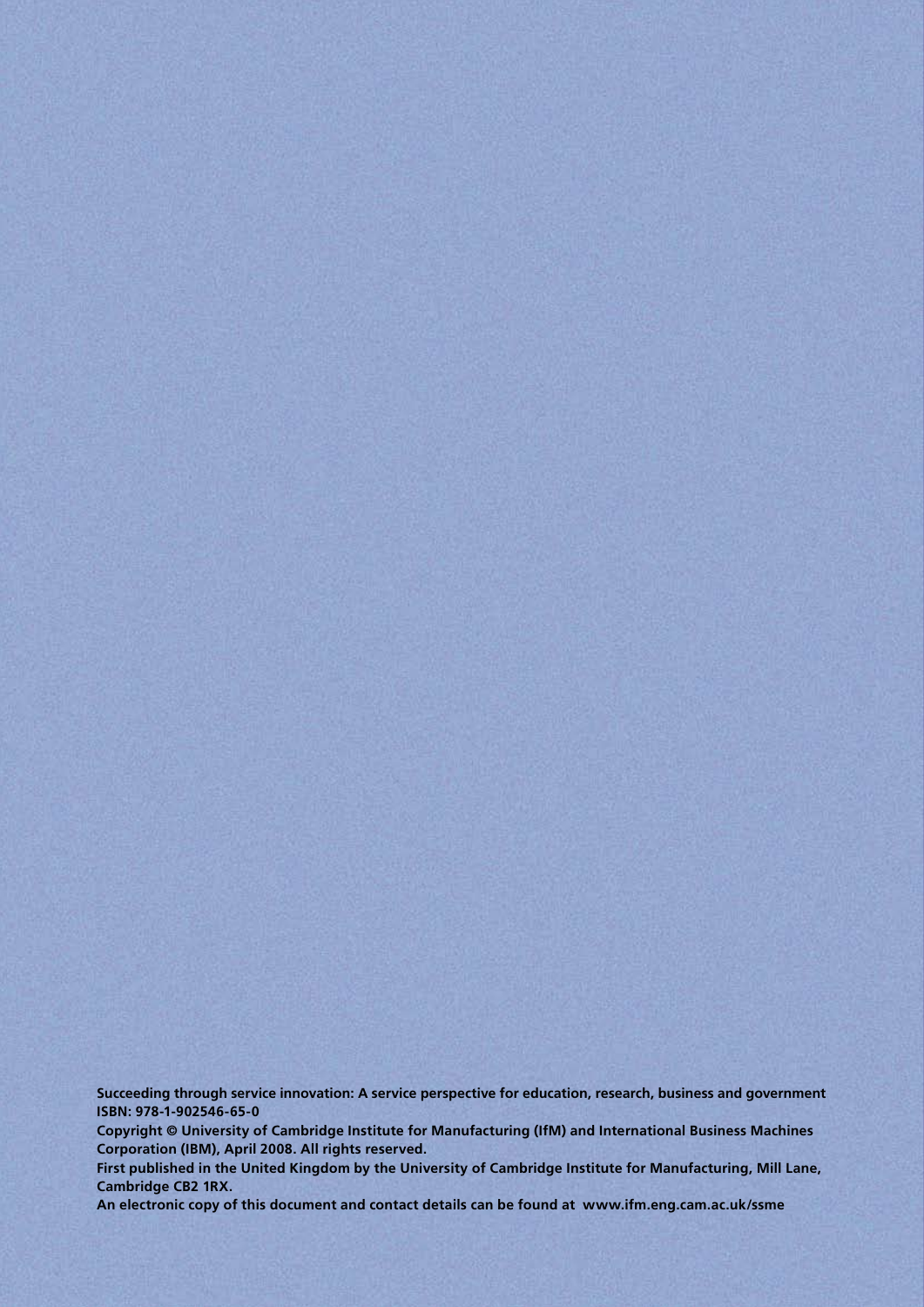**Succeeding through service innovation: A service perspective for education, research, business and government**
**ISBN: 978-1-902546-65-0**
**Copyright © University of Cambridge Institute for Manufacturing (IfM) and International Business Machines Corporation (IBM), April 2008. All rights reserved.**
**First published in the United Kingdom by the University of Cambridge Institute for Manufacturing, Mill Lane, Cambridge CB2 1RX.**
**An electronic copy of this document and contact details can be found at www.ifm.eng.cam.ac.uk/ssme**